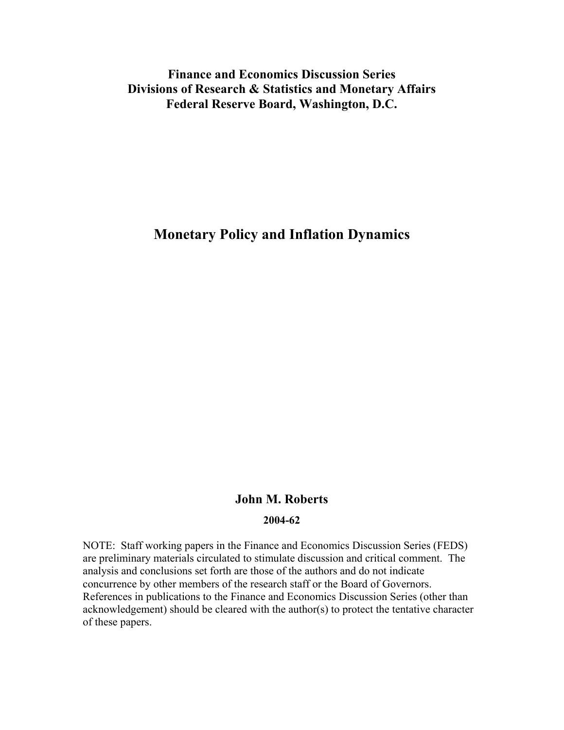**Finance and Economics Discussion Series**
**Divisions of Research & Statistics and Monetary Affairs**
**Federal Reserve Board, Washington, D.C.**

# Monetary Policy and Inflation Dynamics

**John M. Roberts**

**2004-62**

NOTE: Staff working papers in the Finance and Economics Discussion Series (FEDS) are preliminary materials circulated to stimulate discussion and critical comment. The analysis and conclusions set forth are those of the authors and do not indicate concurrence by other members of the research staff or the Board of Governors. References in publications to the Finance and Economics Discussion Series (other than acknowledgement) should be cleared with the author(s) to protect the tentative character of these papers.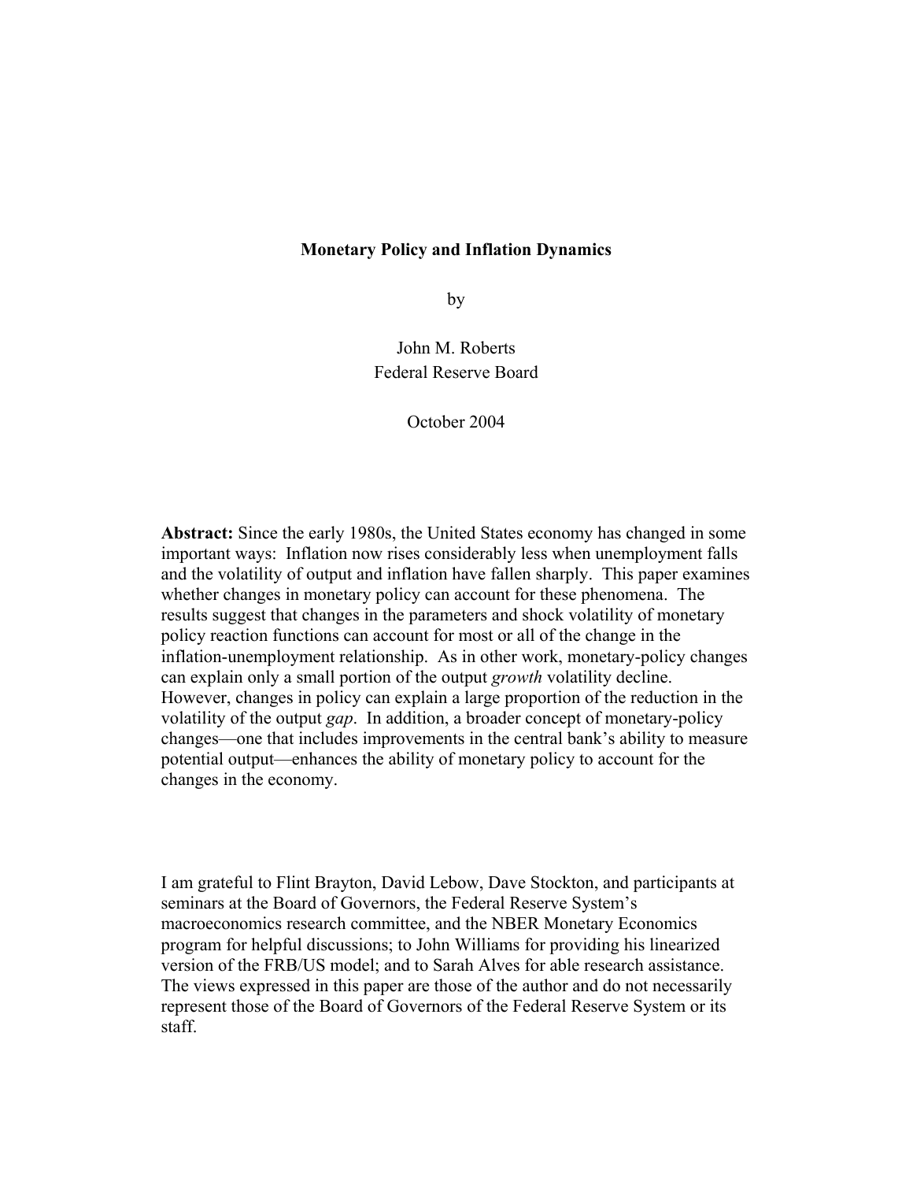**Monetary Policy and Inflation Dynamics**

by

John M. Roberts
Federal Reserve Board

October 2004

**Abstract:** Since the early 1980s, the United States economy has changed in some important ways: Inflation now rises considerably less when unemployment falls and the volatility of output and inflation have fallen sharply. This paper examines whether changes in monetary policy can account for these phenomena. The results suggest that changes in the parameters and shock volatility of monetary policy reaction functions can account for most or all of the change in the inflation-unemployment relationship. As in other work, monetary-policy changes can explain only a small portion of the output *growth* volatility decline. However, changes in policy can explain a large proportion of the reduction in the volatility of the output *gap*. In addition, a broader concept of monetary-policy changes—one that includes improvements in the central bank's ability to measure potential output—enhances the ability of monetary policy to account for the changes in the economy.

I am grateful to Flint Brayton, David Lebow, Dave Stockton, and participants at seminars at the Board of Governors, the Federal Reserve System's macroeconomics research committee, and the NBER Monetary Economics program for helpful discussions; to John Williams for providing his linearized version of the FRB/US model; and to Sarah Alves for able research assistance. The views expressed in this paper are those of the author and do not necessarily represent those of the Board of Governors of the Federal Reserve System or its staff.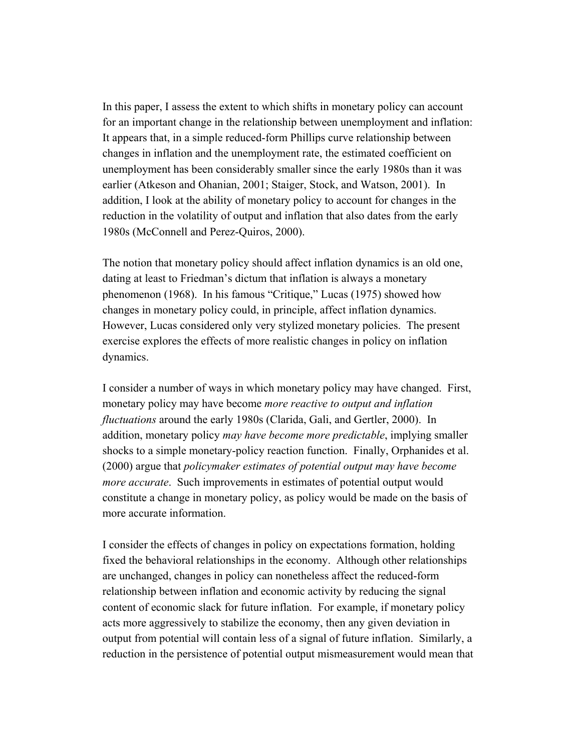In this paper, I assess the extent to which shifts in monetary policy can account for an important change in the relationship between unemployment and inflation: It appears that, in a simple reduced-form Phillips curve relationship between changes in inflation and the unemployment rate, the estimated coefficient on unemployment has been considerably smaller since the early 1980s than it was earlier (Atkeson and Ohanian, 2001; Staiger, Stock, and Watson, 2001). In addition, I look at the ability of monetary policy to account for changes in the reduction in the volatility of output and inflation that also dates from the early 1980s (McConnell and Perez-Quiros, 2000).

The notion that monetary policy should affect inflation dynamics is an old one, dating at least to Friedman's dictum that inflation is always a monetary phenomenon (1968). In his famous "Critique," Lucas (1975) showed how changes in monetary policy could, in principle, affect inflation dynamics. However, Lucas considered only very stylized monetary policies. The present exercise explores the effects of more realistic changes in policy on inflation dynamics.

I consider a number of ways in which monetary policy may have changed. First, monetary policy may have become *more reactive to output and inflation fluctuations* around the early 1980s (Clarida, Gali, and Gertler, 2000). In addition, monetary policy *may have become more predictable*, implying smaller shocks to a simple monetary-policy reaction function. Finally, Orphanides et al. (2000) argue that *policymaker estimates of potential output may have become more accurate*. Such improvements in estimates of potential output would constitute a change in monetary policy, as policy would be made on the basis of more accurate information.

I consider the effects of changes in policy on expectations formation, holding fixed the behavioral relationships in the economy. Although other relationships are unchanged, changes in policy can nonetheless affect the reduced-form relationship between inflation and economic activity by reducing the signal content of economic slack for future inflation. For example, if monetary policy acts more aggressively to stabilize the economy, then any given deviation in output from potential will contain less of a signal of future inflation. Similarly, a reduction in the persistence of potential output mismeasurement would mean that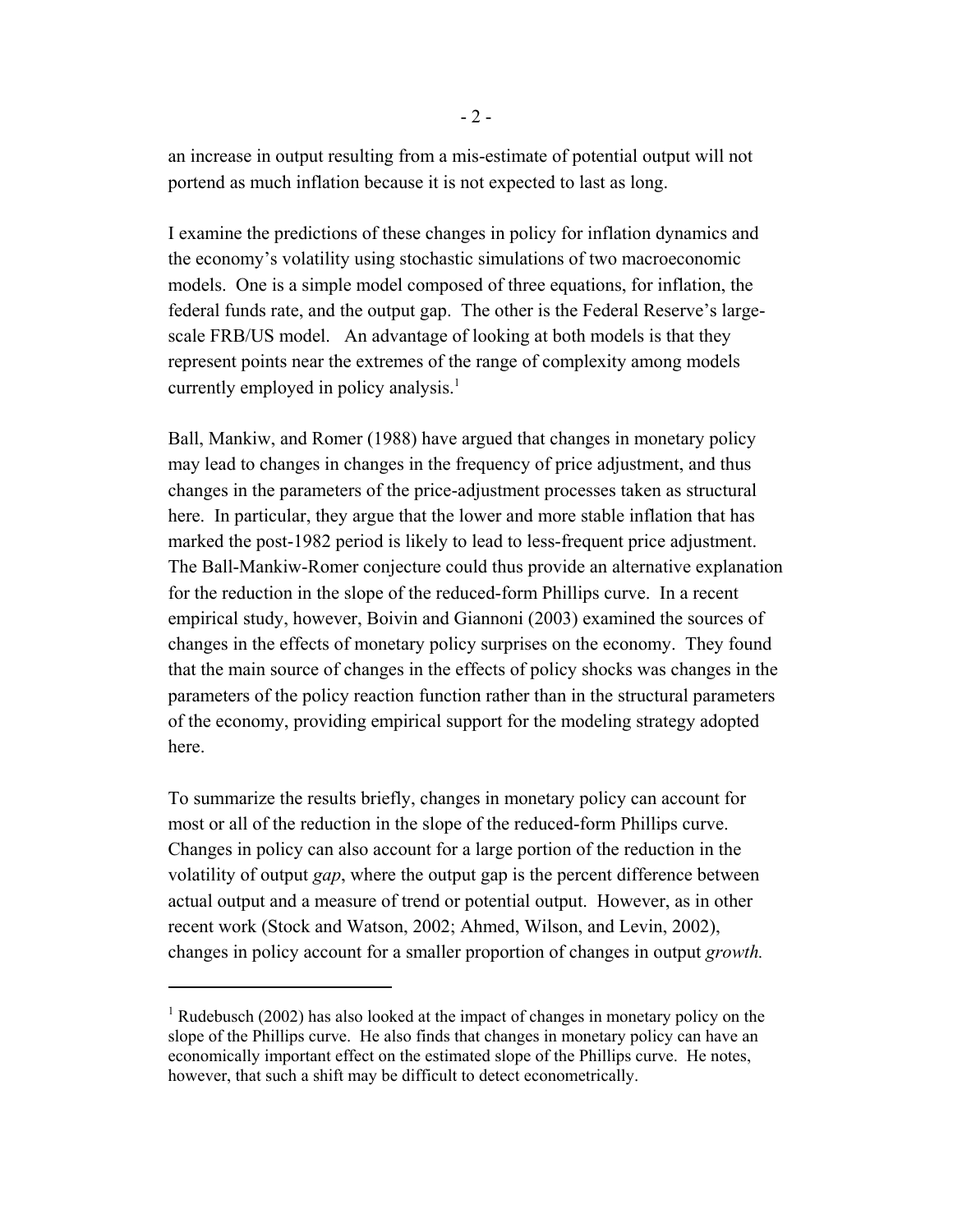an increase in output resulting from a mis-estimate of potential output will not portend as much inflation because it is not expected to last as long.

I examine the predictions of these changes in policy for inflation dynamics and the economy's volatility using stochastic simulations of two macroeconomic models. One is a simple model composed of three equations, for inflation, the federal funds rate, and the output gap. The other is the Federal Reserve's large-scale FRB/US model. An advantage of looking at both models is that they represent points near the extremes of the range of complexity among models currently employed in policy analysis.[1]

Ball, Mankiw, and Romer (1988) have argued that changes in monetary policy may lead to changes in changes in the frequency of price adjustment, and thus changes in the parameters of the price-adjustment processes taken as structural here. In particular, they argue that the lower and more stable inflation that has marked the post-1982 period is likely to lead to less-frequent price adjustment. The Ball-Mankiw-Romer conjecture could thus provide an alternative explanation for the reduction in the slope of the reduced-form Phillips curve. In a recent empirical study, however, Boivin and Giannoni (2003) examined the sources of changes in the effects of monetary policy surprises on the economy. They found that the main source of changes in the effects of policy shocks was changes in the parameters of the policy reaction function rather than in the structural parameters of the economy, providing empirical support for the modeling strategy adopted here.

To summarize the results briefly, changes in monetary policy can account for most or all of the reduction in the slope of the reduced-form Phillips curve. Changes in policy can also account for a large portion of the reduction in the volatility of output *gap*, where the output gap is the percent difference between actual output and a measure of trend or potential output. However, as in other recent work (Stock and Watson, 2002; Ahmed, Wilson, and Levin, 2002), changes in policy account for a smaller proportion of changes in output *growth.*

[1] Rudebusch (2002) has also looked at the impact of changes in monetary policy on the slope of the Phillips curve. He also finds that changes in monetary policy can have an economically important effect on the estimated slope of the Phillips curve. He notes, however, that such a shift may be difficult to detect econometrically.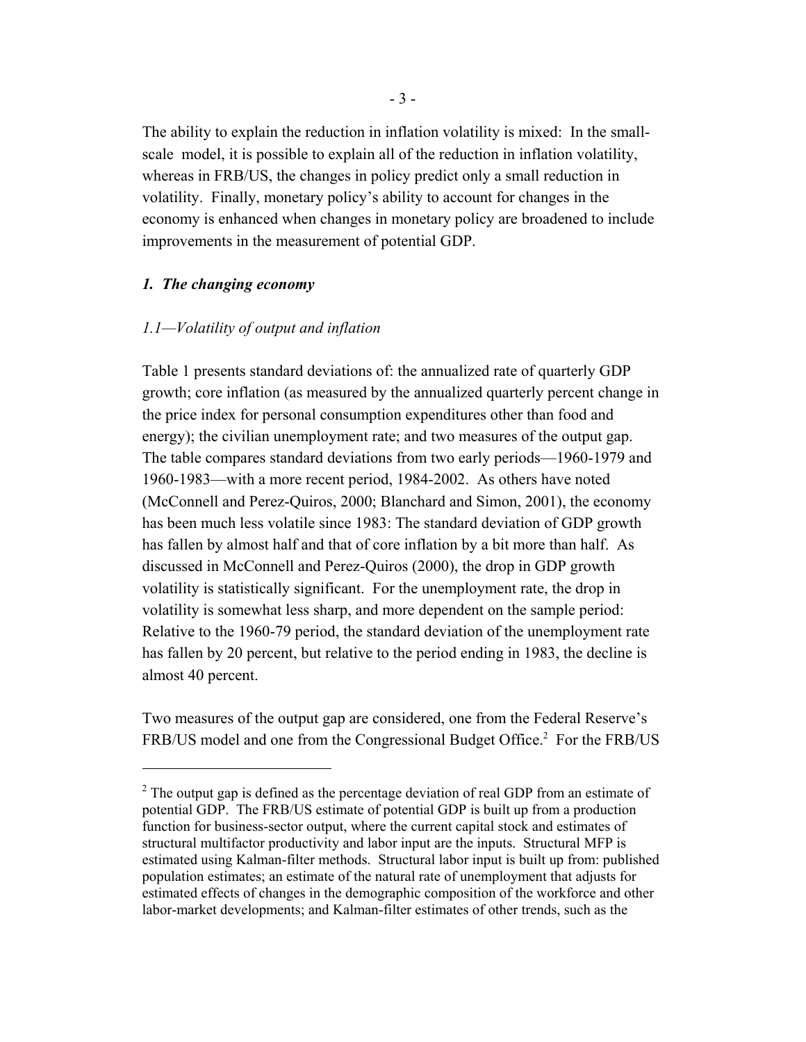The ability to explain the reduction in inflation volatility is mixed: In the small-scale model, it is possible to explain all of the reduction in inflation volatility, whereas in FRB/US, the changes in policy predict only a small reduction in volatility. Finally, monetary policy's ability to account for changes in the economy is enhanced when changes in monetary policy are broadened to include improvements in the measurement of potential GDP.

## *1. The changing economy*

### *1.1—Volatility of output and inflation*

Table 1 presents standard deviations of: the annualized rate of quarterly GDP growth; core inflation (as measured by the annualized quarterly percent change in the price index for personal consumption expenditures other than food and energy); the civilian unemployment rate; and two measures of the output gap. The table compares standard deviations from two early periods—1960-1979 and 1960-1983—with a more recent period, 1984-2002. As others have noted (McConnell and Perez-Quiros, 2000; Blanchard and Simon, 2001), the economy has been much less volatile since 1983: The standard deviation of GDP growth has fallen by almost half and that of core inflation by a bit more than half. As discussed in McConnell and Perez-Quiros (2000), the drop in GDP growth volatility is statistically significant. For the unemployment rate, the drop in volatility is somewhat less sharp, and more dependent on the sample period: Relative to the 1960-79 period, the standard deviation of the unemployment rate has fallen by 20 percent, but relative to the period ending in 1983, the decline is almost 40 percent.

Two measures of the output gap are considered, one from the Federal Reserve's FRB/US model and one from the Congressional Budget Office.[2] For the FRB/US

---

[2] The output gap is defined as the percentage deviation of real GDP from an estimate of potential GDP. The FRB/US estimate of potential GDP is built up from a production function for business-sector output, where the current capital stock and estimates of structural multifactor productivity and labor input are the inputs. Structural MFP is estimated using Kalman-filter methods. Structural labor input is built up from: published population estimates; an estimate of the natural rate of unemployment that adjusts for estimated effects of changes in the demographic composition of the workforce and other labor-market developments; and Kalman-filter estimates of other trends, such as the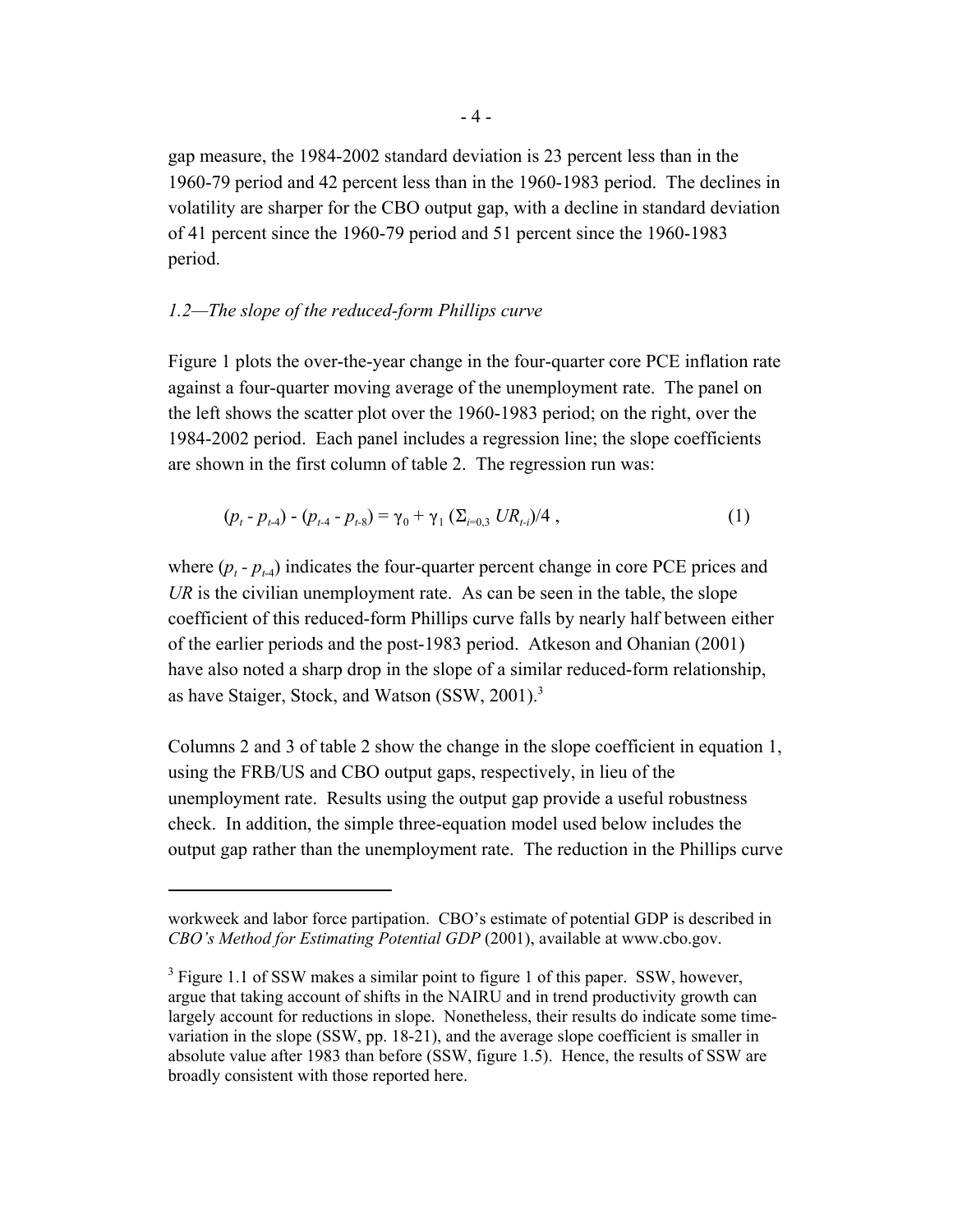gap measure, the 1984-2002 standard deviation is 23 percent less than in the 1960-79 period and 42 percent less than in the 1960-1983 period. The declines in volatility are sharper for the CBO output gap, with a decline in standard deviation of 41 percent since the 1960-79 period and 51 percent since the 1960-1983 period.

### *1.2—The slope of the reduced-form Phillips curve*

Figure 1 plots the over-the-year change in the four-quarter core PCE inflation rate against a four-quarter moving average of the unemployment rate. The panel on the left shows the scatter plot over the 1960-1983 period; on the right, over the 1984-2002 period. Each panel includes a regression line; the slope coefficients are shown in the first column of table 2. The regression run was:

$$(p_t - p_{t-4}) - (p_{t-4} - p_{t-8}) = \gamma_0 + \gamma_1 \left(\Sigma_{i=0,3}\, UR_{t-i}\right)/4 \,, \tag{1}$$

where $(p_t - p_{t-4})$ indicates the four-quarter percent change in core PCE prices and $UR$ is the civilian unemployment rate. As can be seen in the table, the slope coefficient of this reduced-form Phillips curve falls by nearly half between either of the earlier periods and the post-1983 period. Atkeson and Ohanian (2001) have also noted a sharp drop in the slope of a similar reduced-form relationship, as have Staiger, Stock, and Watson (SSW, 2001).[3]

Columns 2 and 3 of table 2 show the change in the slope coefficient in equation 1, using the FRB/US and CBO output gaps, respectively, in lieu of the unemployment rate. Results using the output gap provide a useful robustness check. In addition, the simple three-equation model used below includes the output gap rather than the unemployment rate. The reduction in the Phillips curve

---

workweek and labor force partipation. CBO's estimate of potential GDP is described in *CBO's Method for Estimating Potential GDP* (2001), available at www.cbo.gov.

[3] Figure 1.1 of SSW makes a similar point to figure 1 of this paper. SSW, however, argue that taking account of shifts in the NAIRU and in trend productivity growth can largely account for reductions in slope. Nonetheless, their results do indicate some time-variation in the slope (SSW, pp. 18-21), and the average slope coefficient is smaller in absolute value after 1983 than before (SSW, figure 1.5). Hence, the results of SSW are broadly consistent with those reported here.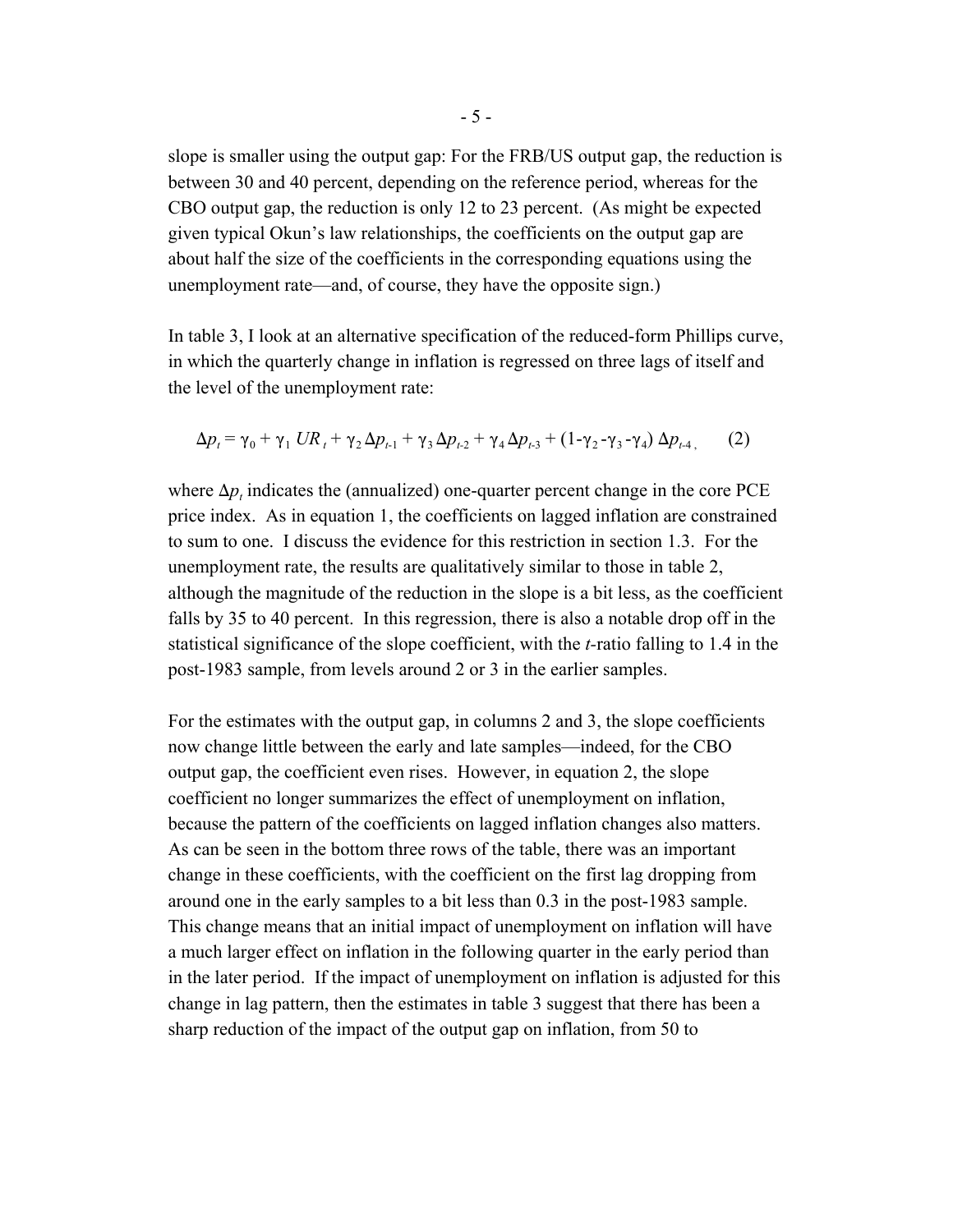slope is smaller using the output gap: For the FRB/US output gap, the reduction is between 30 and 40 percent, depending on the reference period, whereas for the CBO output gap, the reduction is only 12 to 23 percent. (As might be expected given typical Okun's law relationships, the coefficients on the output gap are about half the size of the coefficients in the corresponding equations using the unemployment rate—and, of course, they have the opposite sign.)

In table 3, I look at an alternative specification of the reduced-form Phillips curve, in which the quarterly change in inflation is regressed on three lags of itself and the level of the unemployment rate:

$$\Delta p_t = \gamma_0 + \gamma_1\, UR_t + \gamma_2\, \Delta p_{t-1} + \gamma_3\, \Delta p_{t-2} + \gamma_4\, \Delta p_{t-3} + (1 - \gamma_2 - \gamma_3 - \gamma_4)\, \Delta p_{t-4}, \qquad (2)$$

where $\Delta p_t$ indicates the (annualized) one-quarter percent change in the core PCE price index. As in equation 1, the coefficients on lagged inflation are constrained to sum to one. I discuss the evidence for this restriction in section 1.3. For the unemployment rate, the results are qualitatively similar to those in table 2, although the magnitude of the reduction in the slope is a bit less, as the coefficient falls by 35 to 40 percent. In this regression, there is also a notable drop off in the statistical significance of the slope coefficient, with the *t*-ratio falling to 1.4 in the post-1983 sample, from levels around 2 or 3 in the earlier samples.

For the estimates with the output gap, in columns 2 and 3, the slope coefficients now change little between the early and late samples—indeed, for the CBO output gap, the coefficient even rises. However, in equation 2, the slope coefficient no longer summarizes the effect of unemployment on inflation, because the pattern of the coefficients on lagged inflation changes also matters. As can be seen in the bottom three rows of the table, there was an important change in these coefficients, with the coefficient on the first lag dropping from around one in the early samples to a bit less than 0.3 in the post-1983 sample. This change means that an initial impact of unemployment on inflation will have a much larger effect on inflation in the following quarter in the early period than in the later period. If the impact of unemployment on inflation is adjusted for this change in lag pattern, then the estimates in table 3 suggest that there has been a sharp reduction of the impact of the output gap on inflation, from 50 to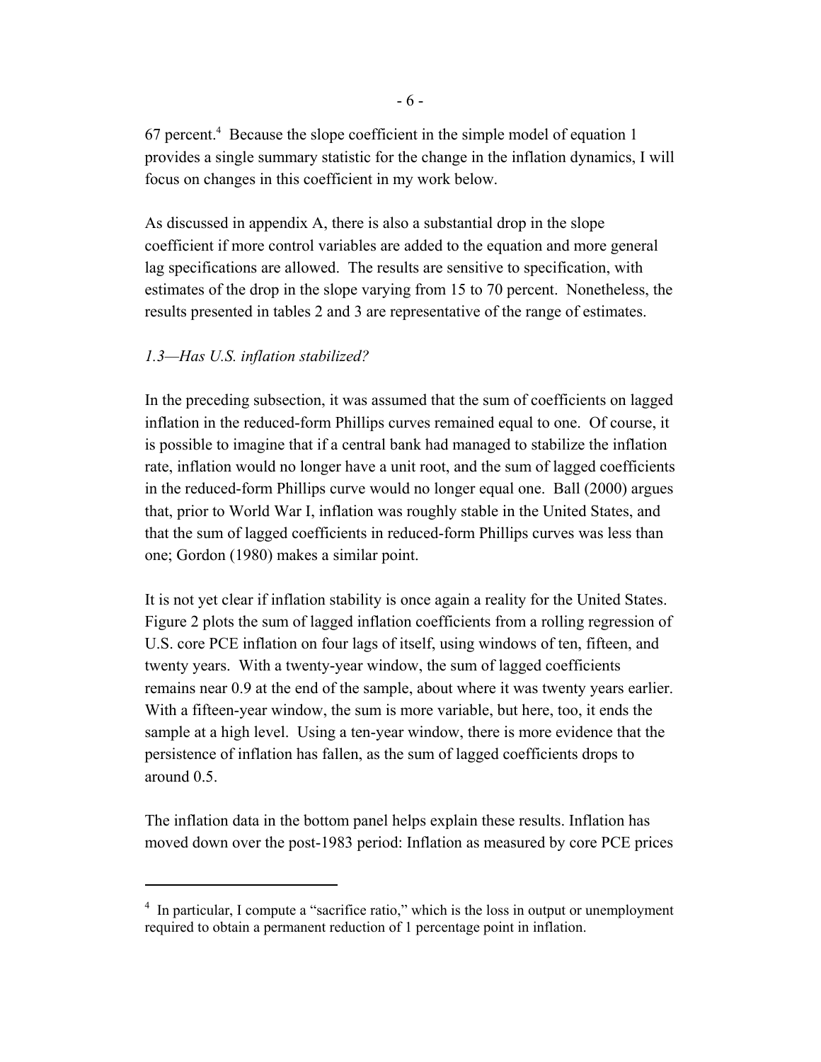67 percent.[4] Because the slope coefficient in the simple model of equation 1 provides a single summary statistic for the change in the inflation dynamics, I will focus on changes in this coefficient in my work below.

As discussed in appendix A, there is also a substantial drop in the slope coefficient if more control variables are added to the equation and more general lag specifications are allowed. The results are sensitive to specification, with estimates of the drop in the slope varying from 15 to 70 percent. Nonetheless, the results presented in tables 2 and 3 are representative of the range of estimates.

### *1.3—Has U.S. inflation stabilized?*

In the preceding subsection, it was assumed that the sum of coefficients on lagged inflation in the reduced-form Phillips curves remained equal to one. Of course, it is possible to imagine that if a central bank had managed to stabilize the inflation rate, inflation would no longer have a unit root, and the sum of lagged coefficients in the reduced-form Phillips curve would no longer equal one. Ball (2000) argues that, prior to World War I, inflation was roughly stable in the United States, and that the sum of lagged coefficients in reduced-form Phillips curves was less than one; Gordon (1980) makes a similar point.

It is not yet clear if inflation stability is once again a reality for the United States. Figure 2 plots the sum of lagged inflation coefficients from a rolling regression of U.S. core PCE inflation on four lags of itself, using windows of ten, fifteen, and twenty years. With a twenty-year window, the sum of lagged coefficients remains near 0.9 at the end of the sample, about where it was twenty years earlier. With a fifteen-year window, the sum is more variable, but here, too, it ends the sample at a high level. Using a ten-year window, there is more evidence that the persistence of inflation has fallen, as the sum of lagged coefficients drops to around 0.5.

The inflation data in the bottom panel helps explain these results. Inflation has moved down over the post-1983 period: Inflation as measured by core PCE prices

---

[4] In particular, I compute a "sacrifice ratio," which is the loss in output or unemployment required to obtain a permanent reduction of 1 percentage point in inflation.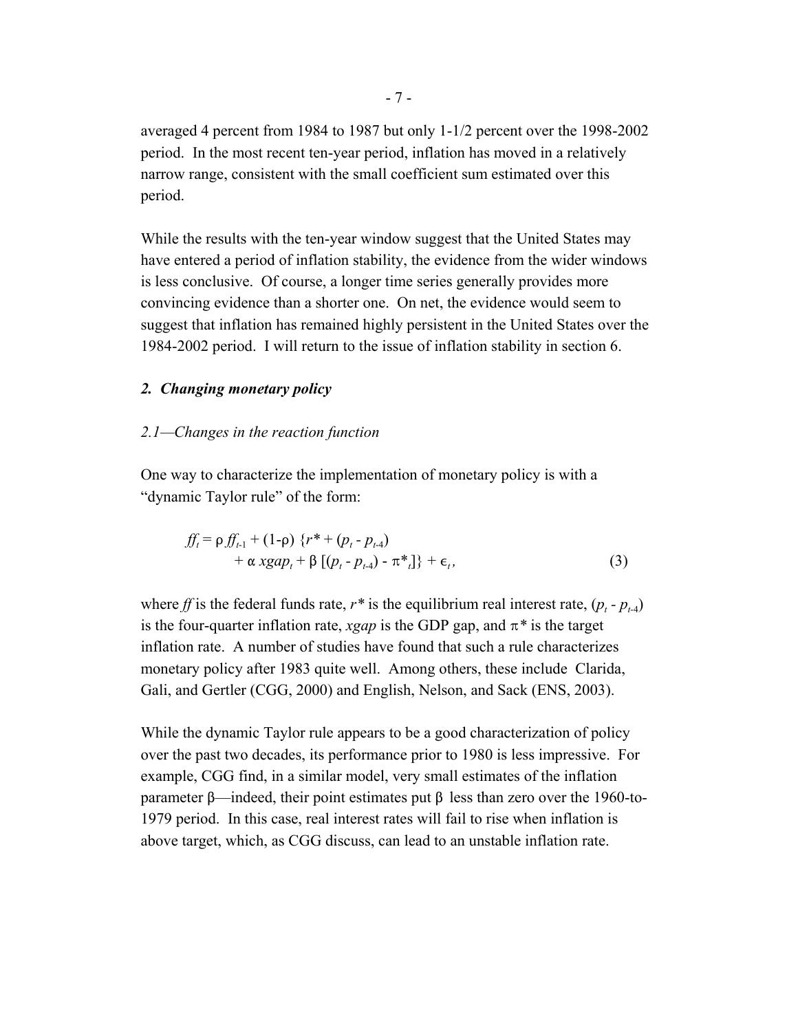averaged 4 percent from 1984 to 1987 but only 1-1/2 percent over the 1998-2002 period. In the most recent ten-year period, inflation has moved in a relatively narrow range, consistent with the small coefficient sum estimated over this period.

While the results with the ten-year window suggest that the United States may have entered a period of inflation stability, the evidence from the wider windows is less conclusive. Of course, a longer time series generally provides more convincing evidence than a shorter one. On net, the evidence would seem to suggest that inflation has remained highly persistent in the United States over the 1984-2002 period. I will return to the issue of inflation stability in section 6.

## *2. Changing monetary policy*

### *2.1—Changes in the reaction function*

One way to characterize the implementation of monetary policy is with a "dynamic Taylor rule" of the form:

$$ff_t = \rho\, ff_{t-1} + (1-\rho)\, \{r^* + (p_t - p_{t-4}) + \alpha\, xgap_t + \beta\, [(p_t - p_{t-4}) - \pi^*_t]\} + \epsilon_t, \tag{3}$$

where $ff$ is the federal funds rate, $r^*$ is the equilibrium real interest rate, $(p_t - p_{t-4})$ is the four-quarter inflation rate, $xgap$ is the GDP gap, and $\pi^*$ is the target inflation rate. A number of studies have found that such a rule characterizes monetary policy after 1983 quite well. Among others, these include Clarida, Gali, and Gertler (CGG, 2000) and English, Nelson, and Sack (ENS, 2003).

While the dynamic Taylor rule appears to be a good characterization of policy over the past two decades, its performance prior to 1980 is less impressive. For example, CGG find, in a similar model, very small estimates of the inflation parameter $\beta$—indeed, their point estimates put $\beta$ less than zero over the 1960-to-1979 period. In this case, real interest rates will fail to rise when inflation is above target, which, as CGG discuss, can lead to an unstable inflation rate.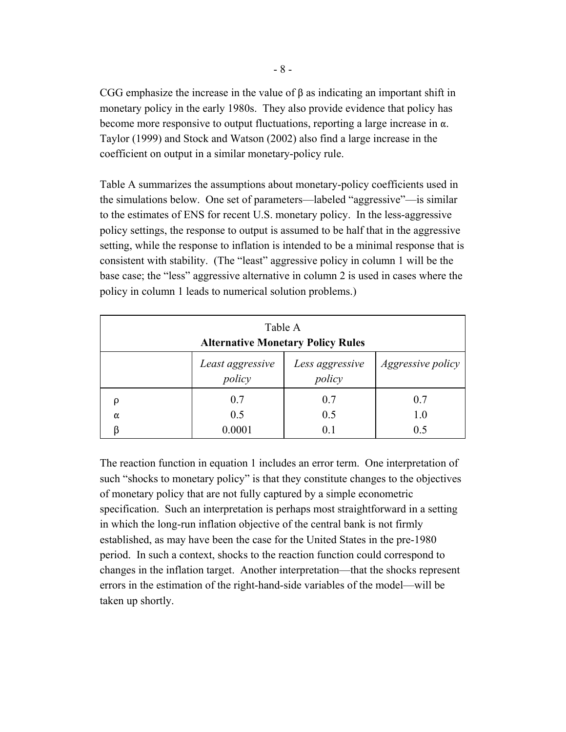CGG emphasize the increase in the value of $\beta$ as indicating an important shift in monetary policy in the early 1980s. They also provide evidence that policy has become more responsive to output fluctuations, reporting a large increase in $\alpha$. Taylor (1999) and Stock and Watson (2002) also find a large increase in the coefficient on output in a similar monetary-policy rule.

Table A summarizes the assumptions about monetary-policy coefficients used in the simulations below. One set of parameters—labeled "aggressive"—is similar to the estimates of ENS for recent U.S. monetary policy. In the less-aggressive policy settings, the response to output is assumed to be half that in the aggressive setting, while the response to inflation is intended to be a minimal response that is consistent with stability. (The "least" aggressive policy in column 1 will be the base case; the "less" aggressive alternative in column 2 is used in cases where the policy in column 1 leads to numerical solution problems.)

Table A
**Alternative Monetary Policy Rules**

| | *Least aggressive policy* | *Less aggressive policy* | *Aggressive policy* |
|---|---|---|---|
| $\rho$ | 0.7 | 0.7 | 0.7 |
| $\alpha$ | 0.5 | 0.5 | 1.0 |
| $\beta$ | 0.0001 | 0.1 | 0.5 |

The reaction function in equation 1 includes an error term. One interpretation of such "shocks to monetary policy" is that they constitute changes to the objectives of monetary policy that are not fully captured by a simple econometric specification. Such an interpretation is perhaps most straightforward in a setting in which the long-run inflation objective of the central bank is not firmly established, as may have been the case for the United States in the pre-1980 period. In such a context, shocks to the reaction function could correspond to changes in the inflation target. Another interpretation—that the shocks represent errors in the estimation of the right-hand-side variables of the model—will be taken up shortly.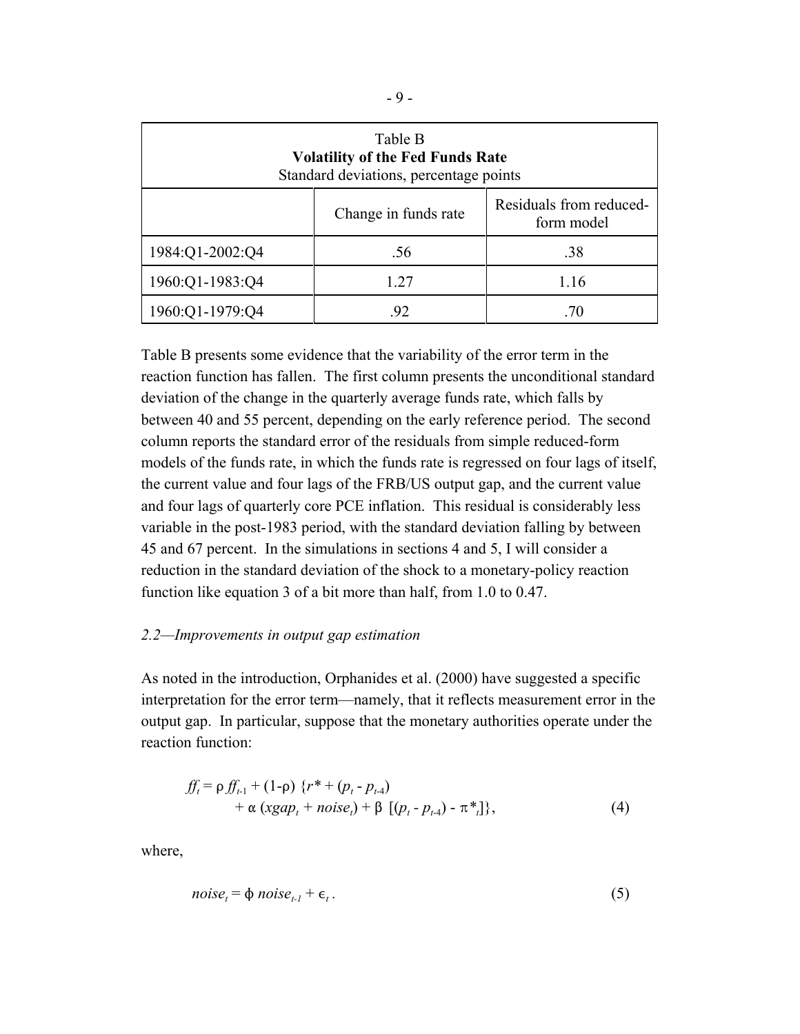| Table B **Volatility of the Fed Funds Rate** Standard deviations, percentage points | | |
|---|---|---|
| | Change in funds rate | Residuals from reduced-form model |
| 1984:Q1-2002:Q4 | .56 | .38 |
| 1960:Q1-1983:Q4 | 1.27 | 1.16 |
| 1960:Q1-1979:Q4 | .92 | .70 |

Table B presents some evidence that the variability of the error term in the reaction function has fallen. The first column presents the unconditional standard deviation of the change in the quarterly average funds rate, which falls by between 40 and 55 percent, depending on the early reference period. The second column reports the standard error of the residuals from simple reduced-form models of the funds rate, in which the funds rate is regressed on four lags of itself, the current value and four lags of the FRB/US output gap, and the current value and four lags of quarterly core PCE inflation. This residual is considerably less variable in the post-1983 period, with the standard deviation falling by between 45 and 67 percent. In the simulations in sections 4 and 5, I will consider a reduction in the standard deviation of the shock to a monetary-policy reaction function like equation 3 of a bit more than half, from 1.0 to 0.47.

*2.2—Improvements in output gap estimation*

As noted in the introduction, Orphanides et al. (2000) have suggested a specific interpretation for the error term—namely, that it reflects measurement error in the output gap. In particular, suppose that the monetary authorities operate under the reaction function:

$$ff_t = \rho\, ff_{t-1} + (1-\rho)\, \{r^* + (p_t - p_{t-4}) + \alpha\, (xgap_t + noise_t) + \beta\, [(p_t - p_{t-4}) - \pi^*_t]\}, \tag{4}$$

where,

$$noise_t = \phi\, noise_{t-1} + \epsilon_t\,. \tag{5}$$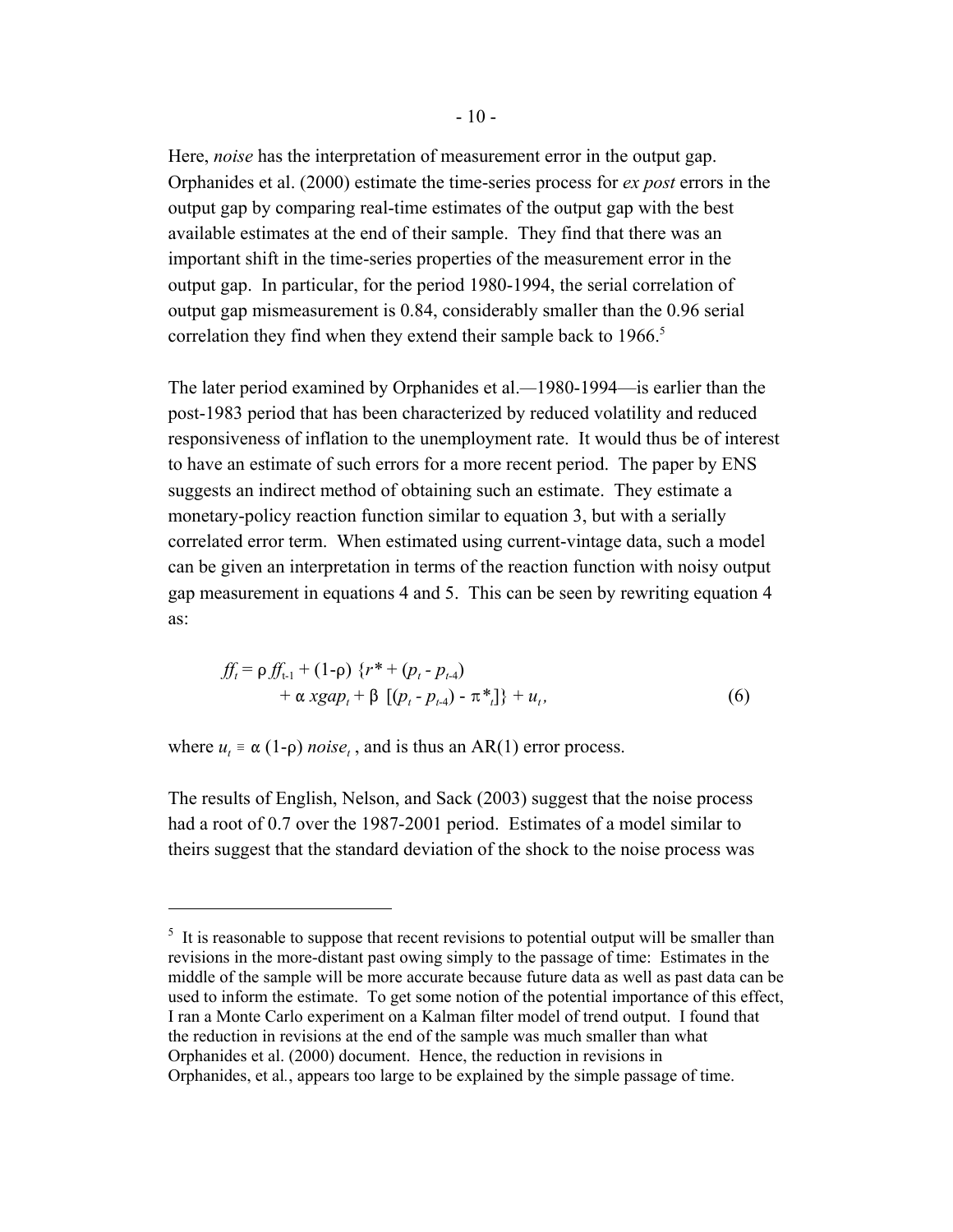Here, *noise* has the interpretation of measurement error in the output gap. Orphanides et al. (2000) estimate the time-series process for *ex post* errors in the output gap by comparing real-time estimates of the output gap with the best available estimates at the end of their sample. They find that there was an important shift in the time-series properties of the measurement error in the output gap. In particular, for the period 1980-1994, the serial correlation of output gap mismeasurement is 0.84, considerably smaller than the 0.96 serial correlation they find when they extend their sample back to 1966.[5]

The later period examined by Orphanides et al.—1980-1994—is earlier than the post-1983 period that has been characterized by reduced volatility and reduced responsiveness of inflation to the unemployment rate. It would thus be of interest to have an estimate of such errors for a more recent period. The paper by ENS suggests an indirect method of obtaining such an estimate. They estimate a monetary-policy reaction function similar to equation 3, but with a serially correlated error term. When estimated using current-vintage data, such a model can be given an interpretation in terms of the reaction function with noisy output gap measurement in equations 4 and 5. This can be seen by rewriting equation 4 as:

$$
\begin{aligned}
ff_t = \rho\, ff_{t-1} + (1-\rho)\ \{ & r^* + (p_t - p_{t-4}) \\
& + \alpha\ xgap_t + \beta\ [(p_t - p_{t-4}) - \pi^*_t]\} + u_t,
\end{aligned}
\tag{6}
$$

where $u_t \equiv \alpha\,(1-\rho)\ noise_t$, and is thus an AR(1) error process.

The results of English, Nelson, and Sack (2003) suggest that the noise process had a root of 0.7 over the 1987-2001 period. Estimates of a model similar to theirs suggest that the standard deviation of the shock to the noise process was

---

[5] It is reasonable to suppose that recent revisions to potential output will be smaller than revisions in the more-distant past owing simply to the passage of time: Estimates in the middle of the sample will be more accurate because future data as well as past data can be used to inform the estimate. To get some notion of the potential importance of this effect, I ran a Monte Carlo experiment on a Kalman filter model of trend output. I found that the reduction in revisions at the end of the sample was much smaller than what Orphanides et al. (2000) document. Hence, the reduction in revisions in Orphanides, et al., appears too large to be explained by the simple passage of time.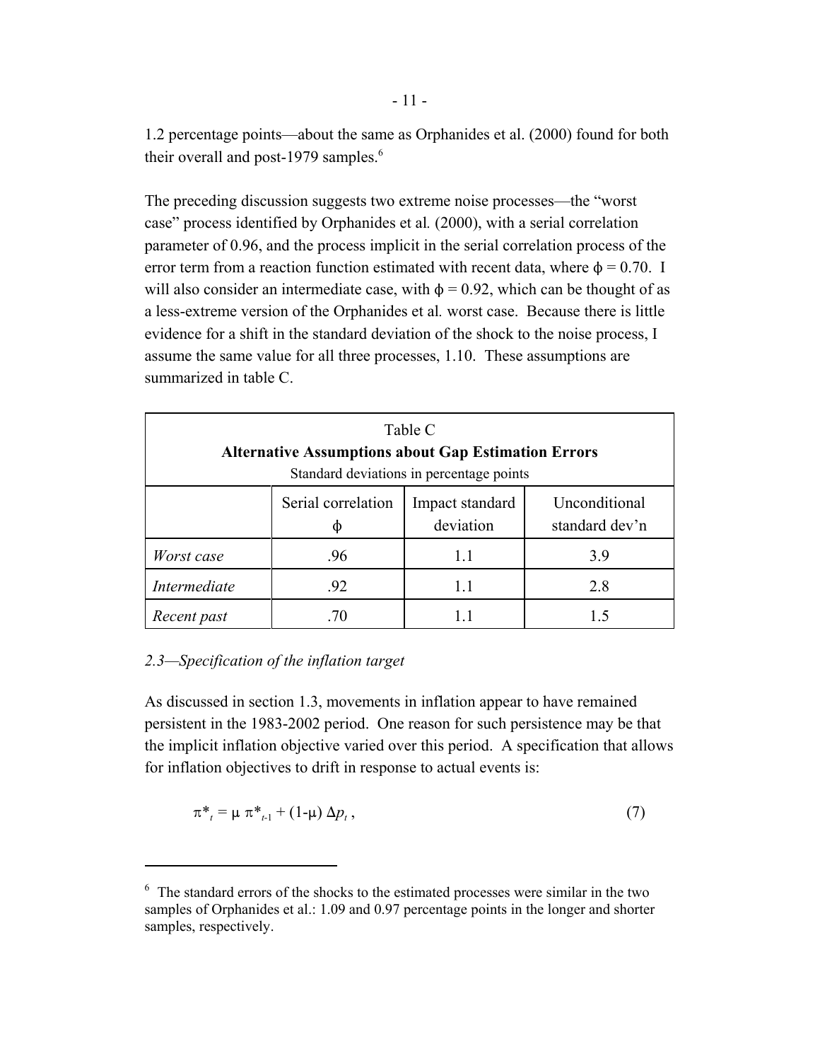1.2 percentage points—about the same as Orphanides et al. (2000) found for both their overall and post-1979 samples.[6]

The preceding discussion suggests two extreme noise processes—the "worst case" process identified by Orphanides et al*.* (2000), with a serial correlation parameter of 0.96, and the process implicit in the serial correlation process of the error term from a reaction function estimated with recent data, where $\phi = 0.70$. I will also consider an intermediate case, with $\phi = 0.92$, which can be thought of as a less-extreme version of the Orphanides et al*.* worst case. Because there is little evidence for a shift in the standard deviation of the shock to the noise process, I assume the same value for all three processes, 1.10. These assumptions are summarized in table C.

Table C
**Alternative Assumptions about Gap Estimation Errors**
Standard deviations in percentage points

| | Serial correlation $\phi$ | Impact standard deviation | Unconditional standard dev'n |
|---|---|---|---|
| *Worst case* | .96 | 1.1 | 3.9 |
| *Intermediate* | .92 | 1.1 | 2.8 |
| *Recent past* | .70 | 1.1 | 1.5 |

*2.3—Specification of the inflation target*

As discussed in section 1.3, movements in inflation appear to have remained persistent in the 1983-2002 period. One reason for such persistence may be that the implicit inflation objective varied over this period. A specification that allows for inflation objectives to drift in response to actual events is:

$$\pi^*_t = \mu\, \pi^*_{t-1} + (1-\mu)\, \Delta p_t\,, \tag{7}$$

---

[6] The standard errors of the shocks to the estimated processes were similar in the two samples of Orphanides et al.: 1.09 and 0.97 percentage points in the longer and shorter samples, respectively.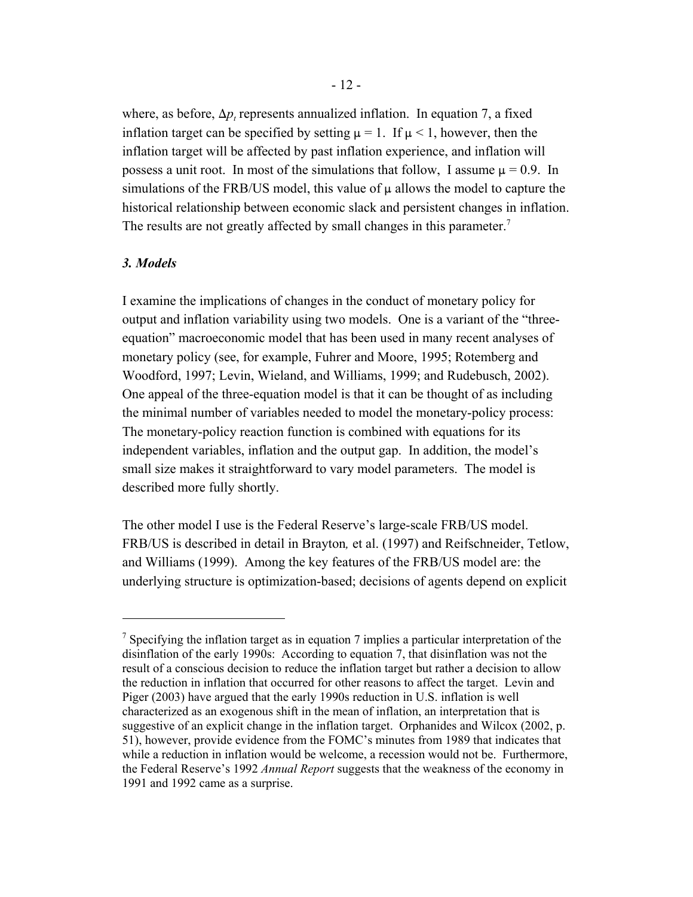where, as before, $\Delta p_t$ represents annualized inflation. In equation 7, a fixed inflation target can be specified by setting $\mu = 1$. If $\mu < 1$, however, then the inflation target will be affected by past inflation experience, and inflation will possess a unit root. In most of the simulations that follow, I assume $\mu = 0.9$. In simulations of the FRB/US model, this value of $\mu$ allows the model to capture the historical relationship between economic slack and persistent changes in inflation. The results are not greatly affected by small changes in this parameter.[7]

### *3. Models*

I examine the implications of changes in the conduct of monetary policy for output and inflation variability using two models. One is a variant of the "three-equation" macroeconomic model that has been used in many recent analyses of monetary policy (see, for example, Fuhrer and Moore, 1995; Rotemberg and Woodford, 1997; Levin, Wieland, and Williams, 1999; and Rudebusch, 2002). One appeal of the three-equation model is that it can be thought of as including the minimal number of variables needed to model the monetary-policy process: The monetary-policy reaction function is combined with equations for its independent variables, inflation and the output gap. In addition, the model's small size makes it straightforward to vary model parameters. The model is described more fully shortly.

The other model I use is the Federal Reserve's large-scale FRB/US model. FRB/US is described in detail in Brayton*,* et al. (1997) and Reifschneider, Tetlow, and Williams (1999). Among the key features of the FRB/US model are: the underlying structure is optimization-based; decisions of agents depend on explicit

---

[7] Specifying the inflation target as in equation 7 implies a particular interpretation of the disinflation of the early 1990s: According to equation 7, that disinflation was not the result of a conscious decision to reduce the inflation target but rather a decision to allow the reduction in inflation that occurred for other reasons to affect the target. Levin and Piger (2003) have argued that the early 1990s reduction in U.S. inflation is well characterized as an exogenous shift in the mean of inflation, an interpretation that is suggestive of an explicit change in the inflation target. Orphanides and Wilcox (2002, p. 51), however, provide evidence from the FOMC's minutes from 1989 that indicates that while a reduction in inflation would be welcome, a recession would not be. Furthermore, the Federal Reserve's 1992 *Annual Report* suggests that the weakness of the economy in 1991 and 1992 came as a surprise.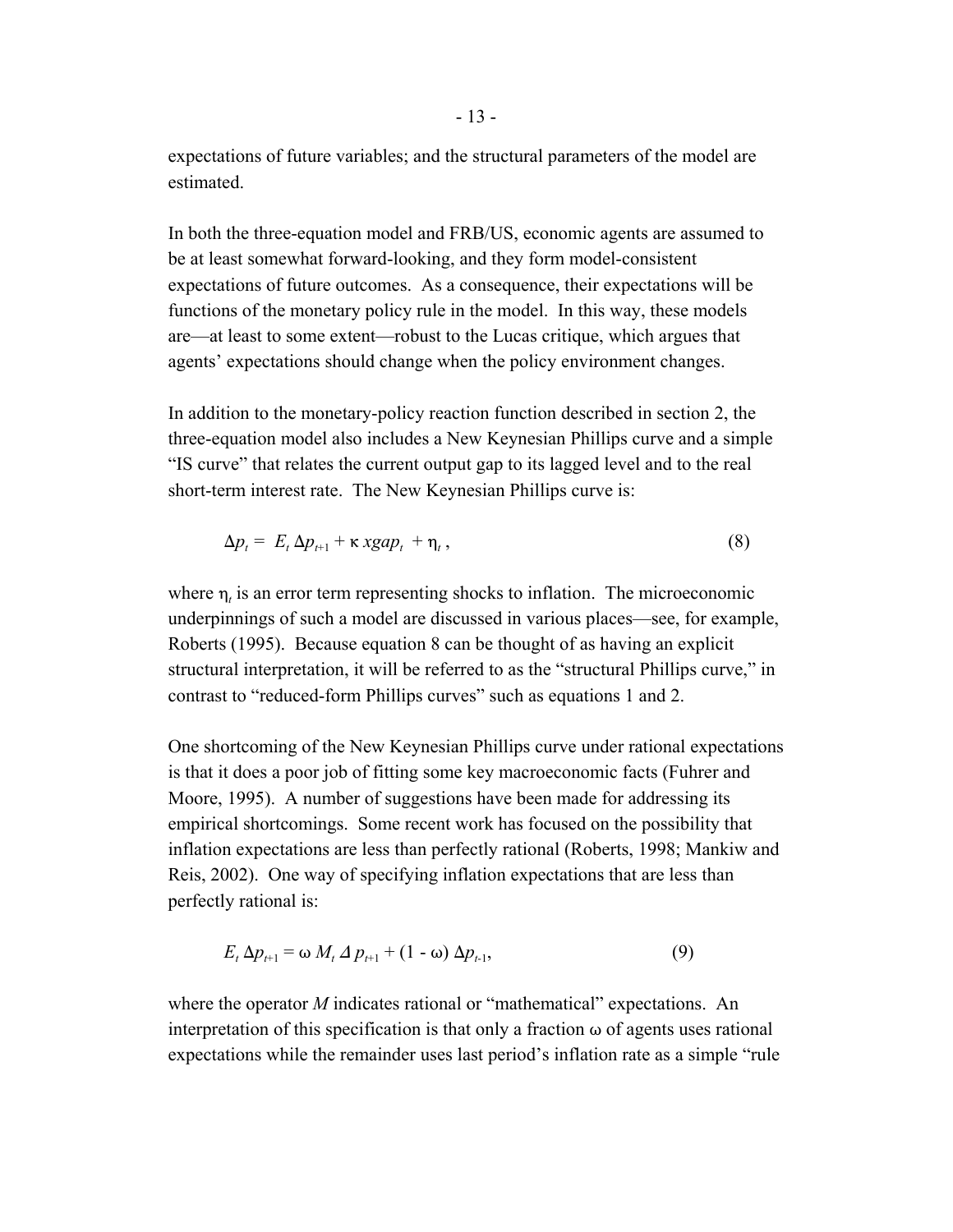expectations of future variables; and the structural parameters of the model are estimated.

In both the three-equation model and FRB/US, economic agents are assumed to be at least somewhat forward-looking, and they form model-consistent expectations of future outcomes. As a consequence, their expectations will be functions of the monetary policy rule in the model. In this way, these models are—at least to some extent—robust to the Lucas critique, which argues that agents' expectations should change when the policy environment changes.

In addition to the monetary-policy reaction function described in section 2, the three-equation model also includes a New Keynesian Phillips curve and a simple "IS curve" that relates the current output gap to its lagged level and to the real short-term interest rate. The New Keynesian Phillips curve is:

$$\Delta p_t = E_t \, \Delta p_{t+1} + \kappa \, xgap_t + \eta_t \, , \tag{8}$$

where $\eta_t$ is an error term representing shocks to inflation. The microeconomic underpinnings of such a model are discussed in various places—see, for example, Roberts (1995). Because equation 8 can be thought of as having an explicit structural interpretation, it will be referred to as the "structural Phillips curve," in contrast to "reduced-form Phillips curves" such as equations 1 and 2.

One shortcoming of the New Keynesian Phillips curve under rational expectations is that it does a poor job of fitting some key macroeconomic facts (Fuhrer and Moore, 1995). A number of suggestions have been made for addressing its empirical shortcomings. Some recent work has focused on the possibility that inflation expectations are less than perfectly rational (Roberts, 1998; Mankiw and Reis, 2002). One way of specifying inflation expectations that are less than perfectly rational is:

$$E_t \, \Delta p_{t+1} = \omega \, M_t \, \Delta \, p_{t+1} + (1 - \omega) \, \Delta p_{t-1}, \tag{9}$$

where the operator $M$ indicates rational or "mathematical" expectations. An interpretation of this specification is that only a fraction $\omega$ of agents uses rational expectations while the remainder uses last period's inflation rate as a simple "rule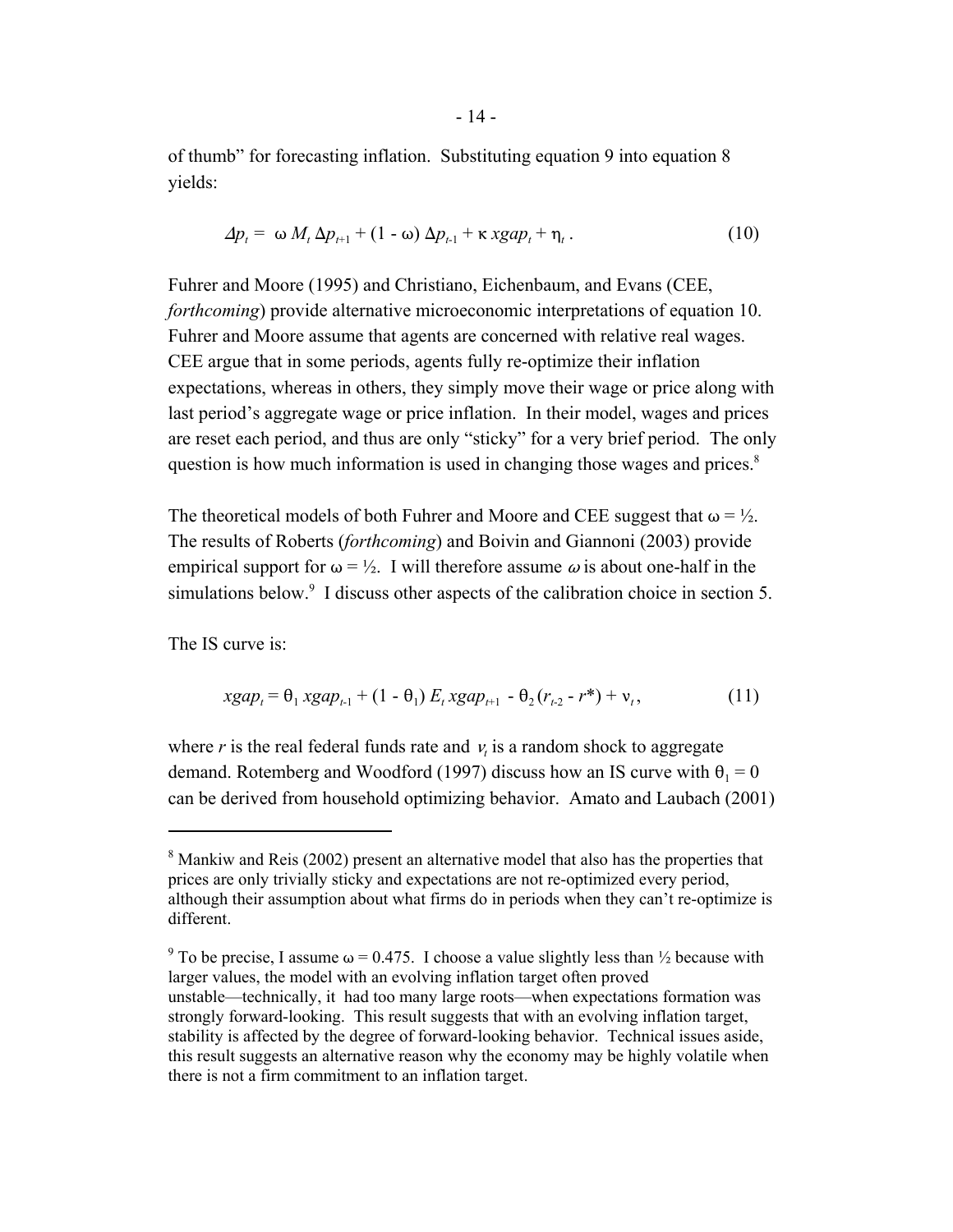of thumb" for forecasting inflation. Substituting equation 9 into equation 8 yields:

$$\Delta p_t = \omega M_t \Delta p_{t+1} + (1 - \omega) \Delta p_{t-1} + \kappa \, xgap_t + \eta_t . \tag{10}$$

Fuhrer and Moore (1995) and Christiano, Eichenbaum, and Evans (CEE, *forthcoming*) provide alternative microeconomic interpretations of equation 10. Fuhrer and Moore assume that agents are concerned with relative real wages. CEE argue that in some periods, agents fully re-optimize their inflation expectations, whereas in others, they simply move their wage or price along with last period's aggregate wage or price inflation. In their model, wages and prices are reset each period, and thus are only "sticky" for a very brief period. The only question is how much information is used in changing those wages and prices.[8]

The theoretical models of both Fuhrer and Moore and CEE suggest that $\omega = ½$. The results of Roberts (*forthcoming*) and Boivin and Giannoni (2003) provide empirical support for $\omega = ½$. I will therefore assume $\omega$ is about one-half in the simulations below.[9] I discuss other aspects of the calibration choice in section 5.

The IS curve is:

$$xgap_t = \theta_1 \, xgap_{t-1} + (1 - \theta_1) \, E_t \, xgap_{t+1} - \theta_2 \, (r_{t-2} - r^*) + \nu_t , \tag{11}$$

where $r$ is the real federal funds rate and $\nu_t$ is a random shock to aggregate demand. Rotemberg and Woodford (1997) discuss how an IS curve with $\theta_1 = 0$ can be derived from household optimizing behavior. Amato and Laubach (2001)

---

[8] Mankiw and Reis (2002) present an alternative model that also has the properties that prices are only trivially sticky and expectations are not re-optimized every period, although their assumption about what firms do in periods when they can't re-optimize is different.

[9] To be precise, I assume $\omega = 0.475$. I choose a value slightly less than ½ because with larger values, the model with an evolving inflation target often proved unstable—technically, it had too many large roots—when expectations formation was strongly forward-looking. This result suggests that with an evolving inflation target, stability is affected by the degree of forward-looking behavior. Technical issues aside, this result suggests an alternative reason why the economy may be highly volatile when there is not a firm commitment to an inflation target.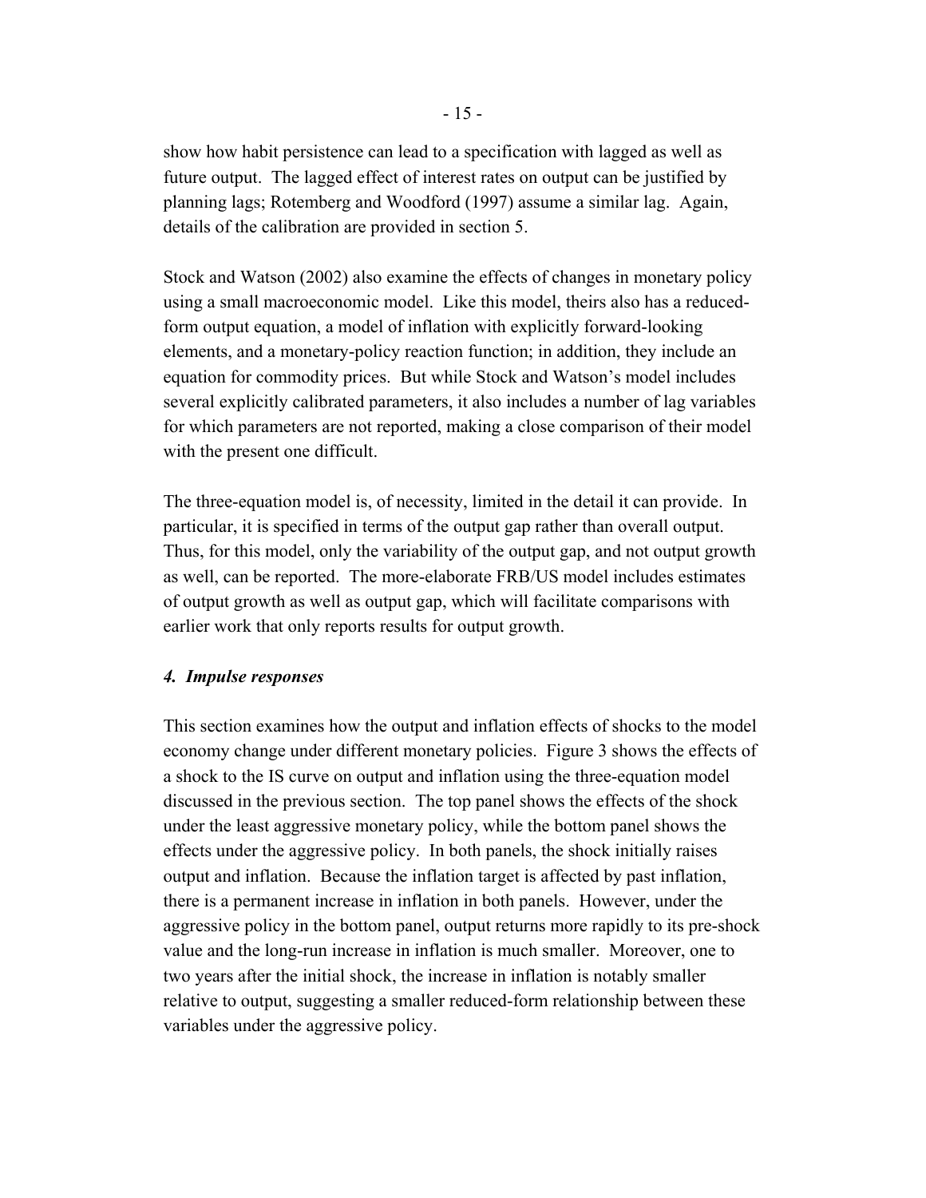show how habit persistence can lead to a specification with lagged as well as future output. The lagged effect of interest rates on output can be justified by planning lags; Rotemberg and Woodford (1997) assume a similar lag. Again, details of the calibration are provided in section 5.

Stock and Watson (2002) also examine the effects of changes in monetary policy using a small macroeconomic model. Like this model, theirs also has a reduced-form output equation, a model of inflation with explicitly forward-looking elements, and a monetary-policy reaction function; in addition, they include an equation for commodity prices. But while Stock and Watson's model includes several explicitly calibrated parameters, it also includes a number of lag variables for which parameters are not reported, making a close comparison of their model with the present one difficult.

The three-equation model is, of necessity, limited in the detail it can provide. In particular, it is specified in terms of the output gap rather than overall output. Thus, for this model, only the variability of the output gap, and not output growth as well, can be reported. The more-elaborate FRB/US model includes estimates of output growth as well as output gap, which will facilitate comparisons with earlier work that only reports results for output growth.

### *4. Impulse responses*

This section examines how the output and inflation effects of shocks to the model economy change under different monetary policies. Figure 3 shows the effects of a shock to the IS curve on output and inflation using the three-equation model discussed in the previous section. The top panel shows the effects of the shock under the least aggressive monetary policy, while the bottom panel shows the effects under the aggressive policy. In both panels, the shock initially raises output and inflation. Because the inflation target is affected by past inflation, there is a permanent increase in inflation in both panels. However, under the aggressive policy in the bottom panel, output returns more rapidly to its pre-shock value and the long-run increase in inflation is much smaller. Moreover, one to two years after the initial shock, the increase in inflation is notably smaller relative to output, suggesting a smaller reduced-form relationship between these variables under the aggressive policy.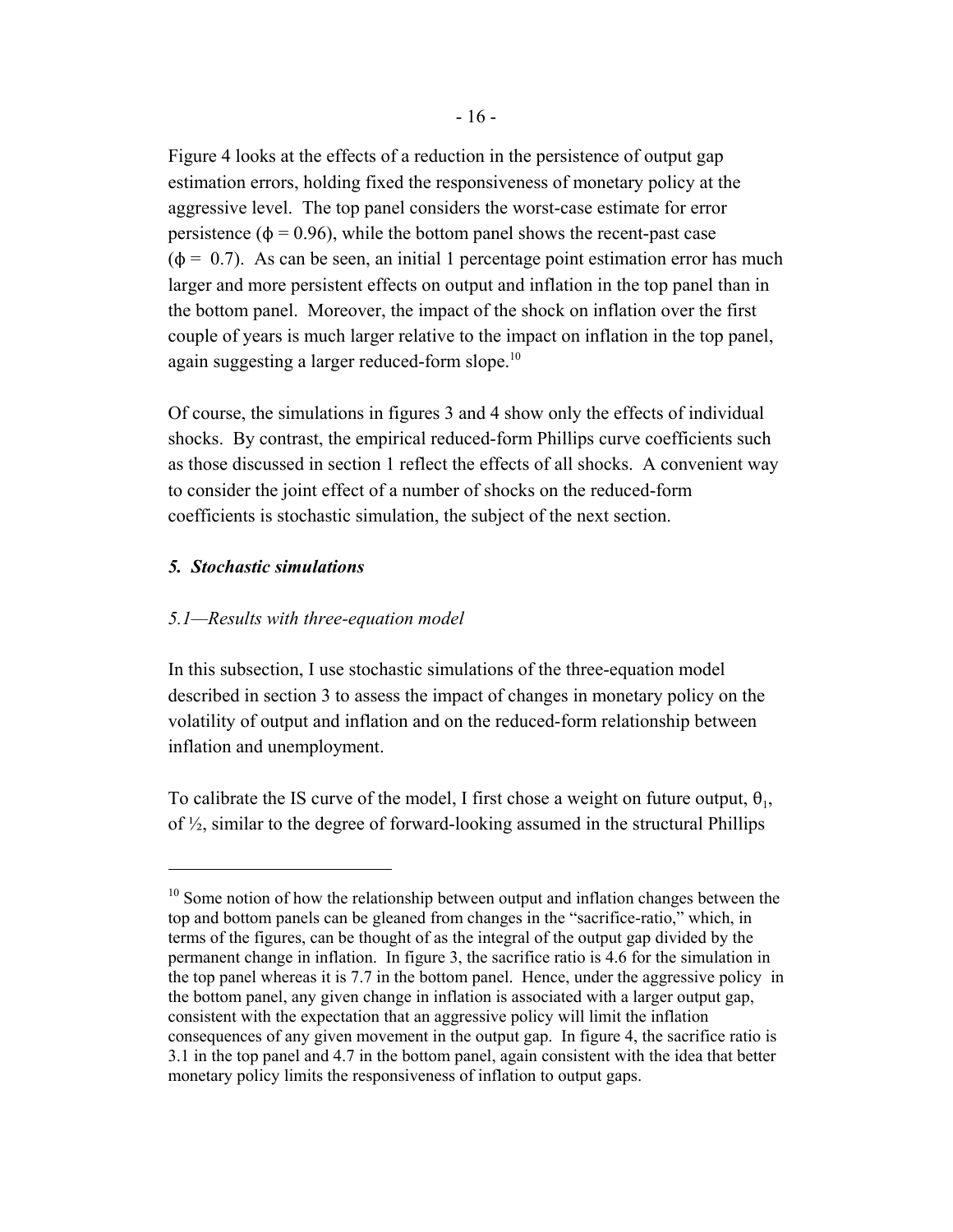Figure 4 looks at the effects of a reduction in the persistence of output gap estimation errors, holding fixed the responsiveness of monetary policy at the aggressive level. The top panel considers the worst-case estimate for error persistence ($\phi = 0.96$), while the bottom panel shows the recent-past case ($\phi = 0.7$). As can be seen, an initial 1 percentage point estimation error has much larger and more persistent effects on output and inflation in the top panel than in the bottom panel. Moreover, the impact of the shock on inflation over the first couple of years is much larger relative to the impact on inflation in the top panel, again suggesting a larger reduced-form slope.[10]

Of course, the simulations in figures 3 and 4 show only the effects of individual shocks. By contrast, the empirical reduced-form Phillips curve coefficients such as those discussed in section 1 reflect the effects of all shocks. A convenient way to consider the joint effect of a number of shocks on the reduced-form coefficients is stochastic simulation, the subject of the next section.

## *5. Stochastic simulations*

### *5.1—Results with three-equation model*

In this subsection, I use stochastic simulations of the three-equation model described in section 3 to assess the impact of changes in monetary policy on the volatility of output and inflation and on the reduced-form relationship between inflation and unemployment.

To calibrate the IS curve of the model, I first chose a weight on future output, $\theta_1$, of ½, similar to the degree of forward-looking assumed in the structural Phillips

---

[10] Some notion of how the relationship between output and inflation changes between the top and bottom panels can be gleaned from changes in the "sacrifice-ratio," which, in terms of the figures, can be thought of as the integral of the output gap divided by the permanent change in inflation. In figure 3, the sacrifice ratio is 4.6 for the simulation in the top panel whereas it is 7.7 in the bottom panel. Hence, under the aggressive policy in the bottom panel, any given change in inflation is associated with a larger output gap, consistent with the expectation that an aggressive policy will limit the inflation consequences of any given movement in the output gap. In figure 4, the sacrifice ratio is 3.1 in the top panel and 4.7 in the bottom panel, again consistent with the idea that better monetary policy limits the responsiveness of inflation to output gaps.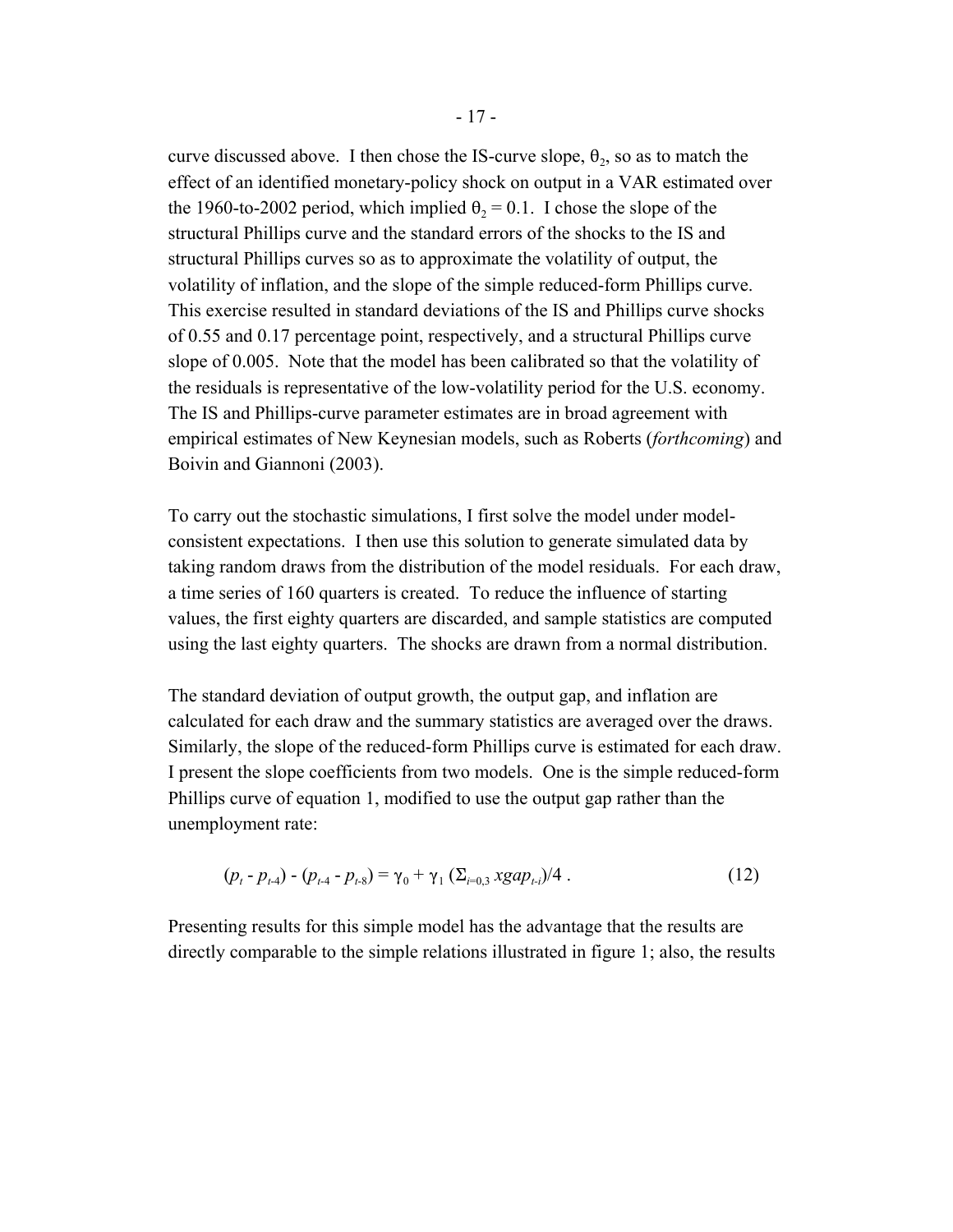curve discussed above. I then chose the IS-curve slope, $\theta_2$, so as to match the effect of an identified monetary-policy shock on output in a VAR estimated over the 1960-to-2002 period, which implied $\theta_2 = 0.1$. I chose the slope of the structural Phillips curve and the standard errors of the shocks to the IS and structural Phillips curves so as to approximate the volatility of output, the volatility of inflation, and the slope of the simple reduced-form Phillips curve. This exercise resulted in standard deviations of the IS and Phillips curve shocks of 0.55 and 0.17 percentage point, respectively, and a structural Phillips curve slope of 0.005. Note that the model has been calibrated so that the volatility of the residuals is representative of the low-volatility period for the U.S. economy. The IS and Phillips-curve parameter estimates are in broad agreement with empirical estimates of New Keynesian models, such as Roberts (*forthcoming*) and Boivin and Giannoni (2003).

To carry out the stochastic simulations, I first solve the model under model-consistent expectations. I then use this solution to generate simulated data by taking random draws from the distribution of the model residuals. For each draw, a time series of 160 quarters is created. To reduce the influence of starting values, the first eighty quarters are discarded, and sample statistics are computed using the last eighty quarters. The shocks are drawn from a normal distribution.

The standard deviation of output growth, the output gap, and inflation are calculated for each draw and the summary statistics are averaged over the draws. Similarly, the slope of the reduced-form Phillips curve is estimated for each draw. I present the slope coefficients from two models. One is the simple reduced-form Phillips curve of equation 1, modified to use the output gap rather than the unemployment rate:

$$(p_t - p_{t-4}) - (p_{t-4} - p_{t-8}) = \gamma_0 + \gamma_1 \left(\Sigma_{i=0,3}\, xgap_{t-i}\right)/4\ . \tag{12}$$

Presenting results for this simple model has the advantage that the results are directly comparable to the simple relations illustrated in figure 1; also, the results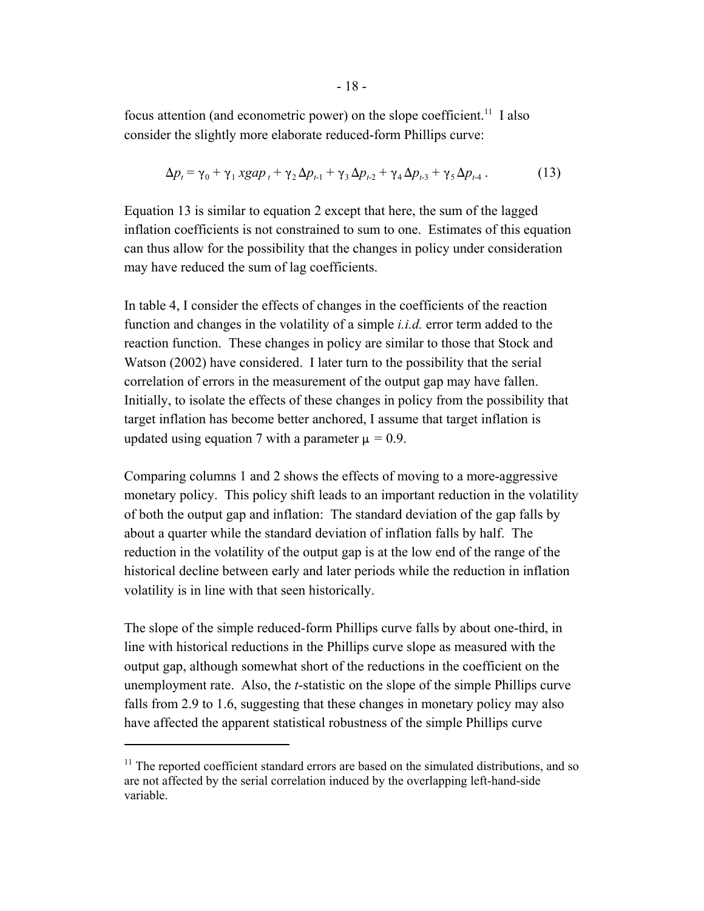focus attention (and econometric power) on the slope coefficient.[11] I also consider the slightly more elaborate reduced-form Phillips curve:

$$\Delta p_t = \gamma_0 + \gamma_1 \, xgap_t + \gamma_2 \Delta p_{t-1} + \gamma_3 \Delta p_{t-2} + \gamma_4 \Delta p_{t-3} + \gamma_5 \Delta p_{t-4} \, . \qquad (13)$$

Equation 13 is similar to equation 2 except that here, the sum of the lagged inflation coefficients is not constrained to sum to one. Estimates of this equation can thus allow for the possibility that the changes in policy under consideration may have reduced the sum of lag coefficients.

In table 4, I consider the effects of changes in the coefficients of the reaction function and changes in the volatility of a simple *i.i.d.* error term added to the reaction function. These changes in policy are similar to those that Stock and Watson (2002) have considered. I later turn to the possibility that the serial correlation of errors in the measurement of the output gap may have fallen. Initially, to isolate the effects of these changes in policy from the possibility that target inflation has become better anchored, I assume that target inflation is updated using equation 7 with a parameter $\mu = 0.9$.

Comparing columns 1 and 2 shows the effects of moving to a more-aggressive monetary policy. This policy shift leads to an important reduction in the volatility of both the output gap and inflation: The standard deviation of the gap falls by about a quarter while the standard deviation of inflation falls by half. The reduction in the volatility of the output gap is at the low end of the range of the historical decline between early and later periods while the reduction in inflation volatility is in line with that seen historically.

The slope of the simple reduced-form Phillips curve falls by about one-third, in line with historical reductions in the Phillips curve slope as measured with the output gap, although somewhat short of the reductions in the coefficient on the unemployment rate. Also, the *t*-statistic on the slope of the simple Phillips curve falls from 2.9 to 1.6, suggesting that these changes in monetary policy may also have affected the apparent statistical robustness of the simple Phillips curve

[11] The reported coefficient standard errors are based on the simulated distributions, and so are not affected by the serial correlation induced by the overlapping left-hand-side variable.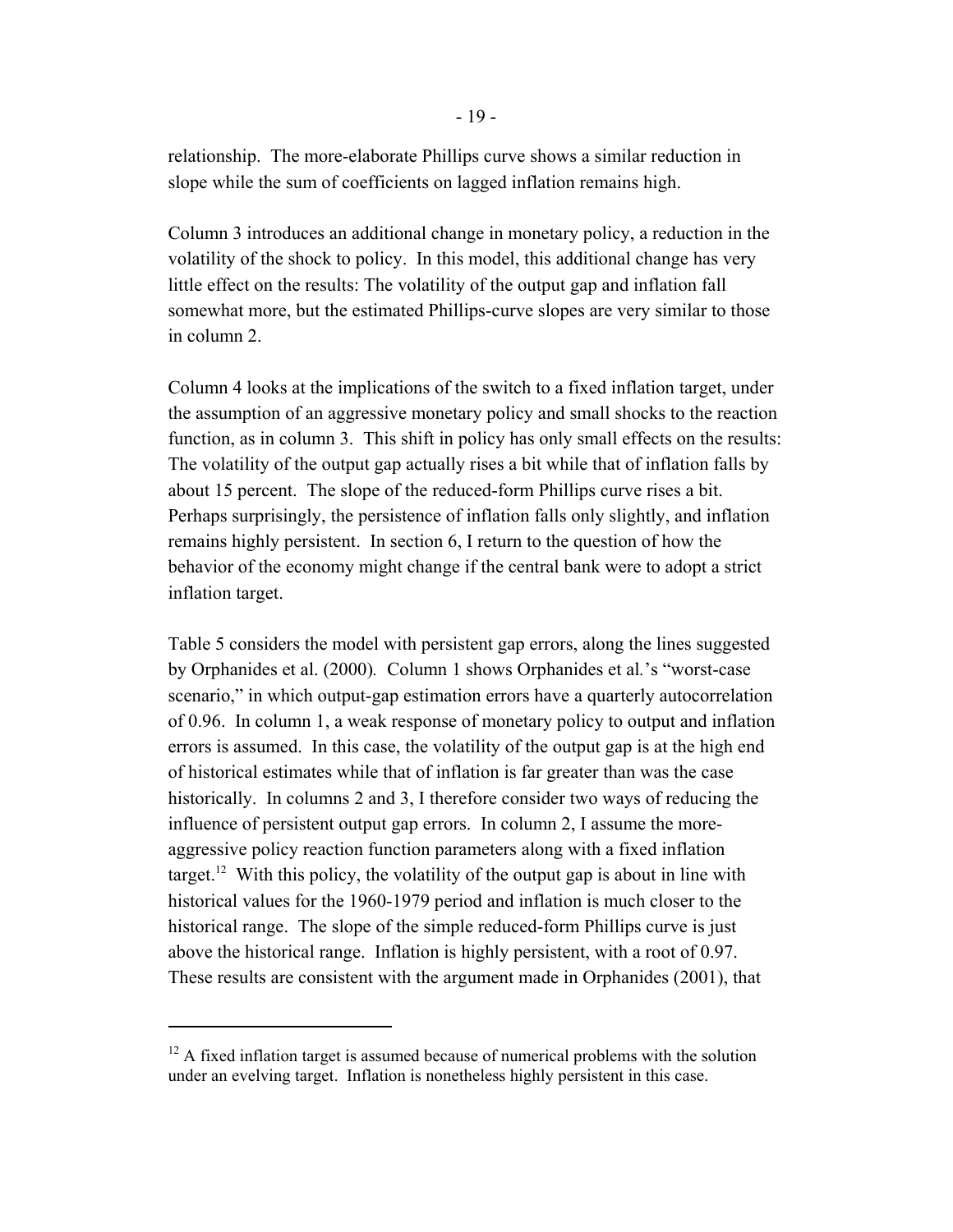relationship. The more-elaborate Phillips curve shows a similar reduction in slope while the sum of coefficients on lagged inflation remains high.

Column 3 introduces an additional change in monetary policy, a reduction in the volatility of the shock to policy. In this model, this additional change has very little effect on the results: The volatility of the output gap and inflation fall somewhat more, but the estimated Phillips-curve slopes are very similar to those in column 2.

Column 4 looks at the implications of the switch to a fixed inflation target, under the assumption of an aggressive monetary policy and small shocks to the reaction function, as in column 3. This shift in policy has only small effects on the results: The volatility of the output gap actually rises a bit while that of inflation falls by about 15 percent. The slope of the reduced-form Phillips curve rises a bit. Perhaps surprisingly, the persistence of inflation falls only slightly, and inflation remains highly persistent. In section 6, I return to the question of how the behavior of the economy might change if the central bank were to adopt a strict inflation target.

Table 5 considers the model with persistent gap errors, along the lines suggested by Orphanides et al. (2000). Column 1 shows Orphanides et al.'s "worst-case scenario," in which output-gap estimation errors have a quarterly autocorrelation of 0.96. In column 1, a weak response of monetary policy to output and inflation errors is assumed. In this case, the volatility of the output gap is at the high end of historical estimates while that of inflation is far greater than was the case historically. In columns 2 and 3, I therefore consider two ways of reducing the influence of persistent output gap errors. In column 2, I assume the more-aggressive policy reaction function parameters along with a fixed inflation target.[12] With this policy, the volatility of the output gap is about in line with historical values for the 1960-1979 period and inflation is much closer to the historical range. The slope of the simple reduced-form Phillips curve is just above the historical range. Inflation is highly persistent, with a root of 0.97. These results are consistent with the argument made in Orphanides (2001), that

[12] A fixed inflation target is assumed because of numerical problems with the solution under an evelving target. Inflation is nonetheless highly persistent in this case.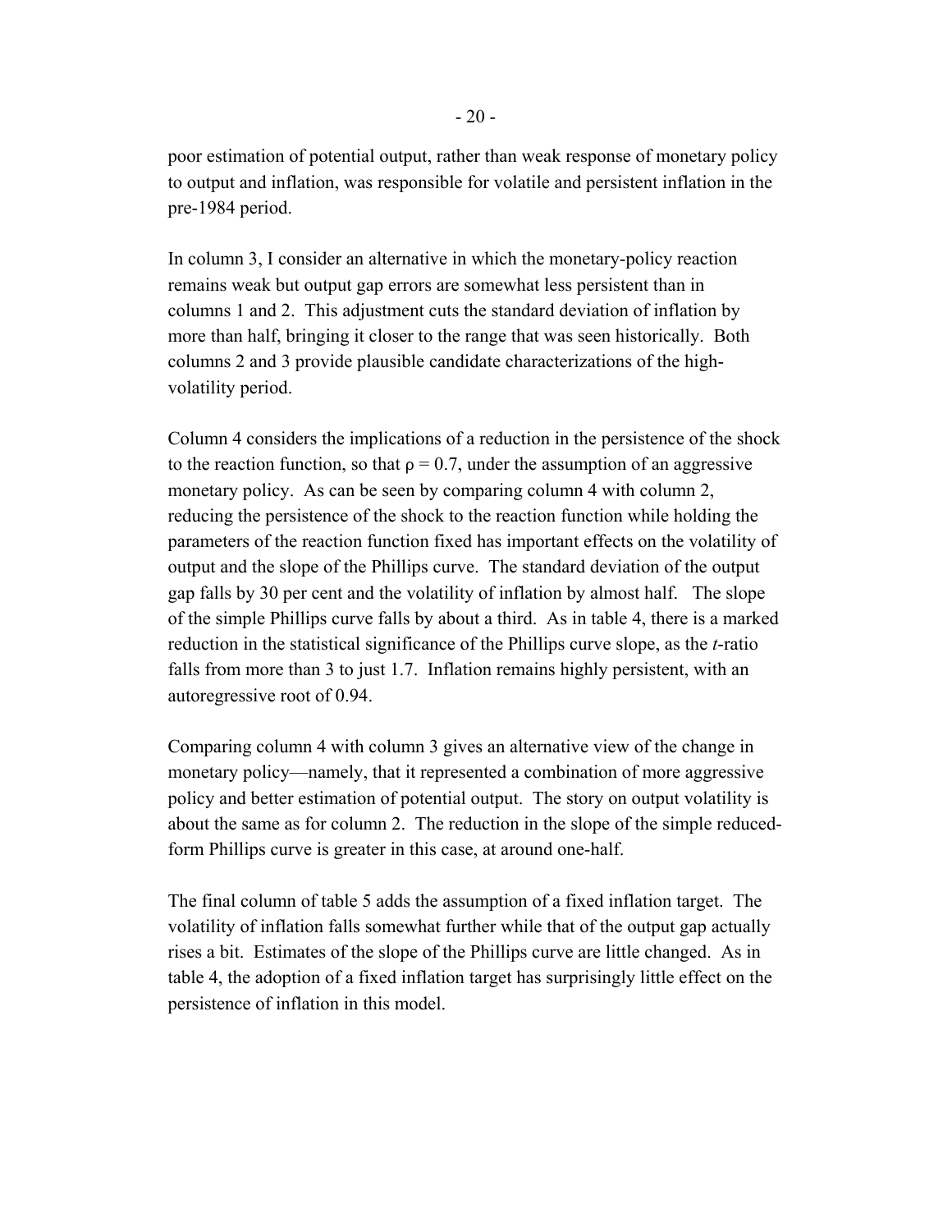poor estimation of potential output, rather than weak response of monetary policy to output and inflation, was responsible for volatile and persistent inflation in the pre-1984 period.

In column 3, I consider an alternative in which the monetary-policy reaction remains weak but output gap errors are somewhat less persistent than in columns 1 and 2. This adjustment cuts the standard deviation of inflation by more than half, bringing it closer to the range that was seen historically. Both columns 2 and 3 provide plausible candidate characterizations of the high-volatility period.

Column 4 considers the implications of a reduction in the persistence of the shock to the reaction function, so that $\rho = 0.7$, under the assumption of an aggressive monetary policy. As can be seen by comparing column 4 with column 2, reducing the persistence of the shock to the reaction function while holding the parameters of the reaction function fixed has important effects on the volatility of output and the slope of the Phillips curve. The standard deviation of the output gap falls by 30 per cent and the volatility of inflation by almost half. The slope of the simple Phillips curve falls by about a third. As in table 4, there is a marked reduction in the statistical significance of the Phillips curve slope, as the *t*-ratio falls from more than 3 to just 1.7. Inflation remains highly persistent, with an autoregressive root of 0.94.

Comparing column 4 with column 3 gives an alternative view of the change in monetary policy—namely, that it represented a combination of more aggressive policy and better estimation of potential output. The story on output volatility is about the same as for column 2. The reduction in the slope of the simple reduced-form Phillips curve is greater in this case, at around one-half.

The final column of table 5 adds the assumption of a fixed inflation target. The volatility of inflation falls somewhat further while that of the output gap actually rises a bit. Estimates of the slope of the Phillips curve are little changed. As in table 4, the adoption of a fixed inflation target has surprisingly little effect on the persistence of inflation in this model.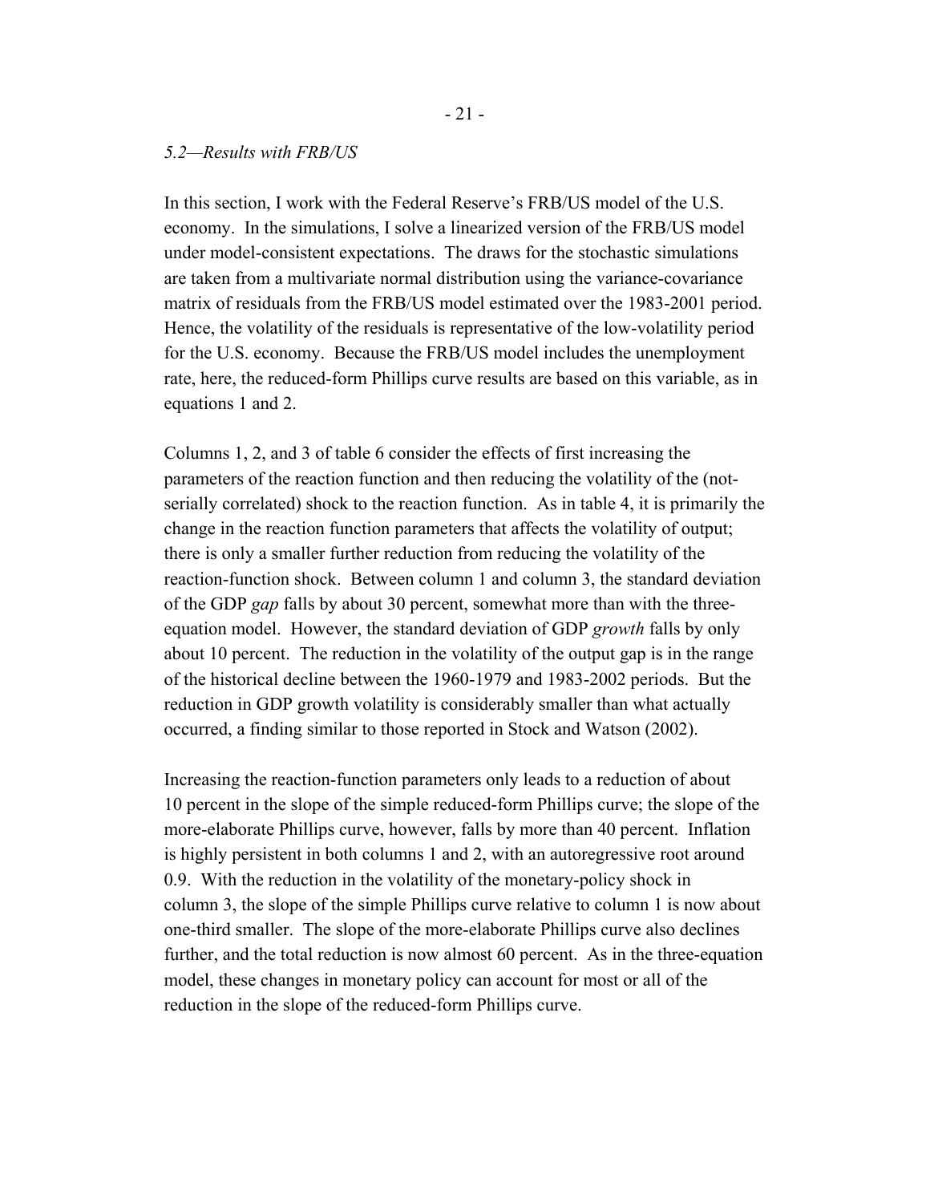*5.2—Results with FRB/US*

In this section, I work with the Federal Reserve's FRB/US model of the U.S. economy. In the simulations, I solve a linearized version of the FRB/US model under model-consistent expectations. The draws for the stochastic simulations are taken from a multivariate normal distribution using the variance-covariance matrix of residuals from the FRB/US model estimated over the 1983-2001 period. Hence, the volatility of the residuals is representative of the low-volatility period for the U.S. economy. Because the FRB/US model includes the unemployment rate, here, the reduced-form Phillips curve results are based on this variable, as in equations 1 and 2.

Columns 1, 2, and 3 of table 6 consider the effects of first increasing the parameters of the reaction function and then reducing the volatility of the (not-serially correlated) shock to the reaction function. As in table 4, it is primarily the change in the reaction function parameters that affects the volatility of output; there is only a smaller further reduction from reducing the volatility of the reaction-function shock. Between column 1 and column 3, the standard deviation of the GDP *gap* falls by about 30 percent, somewhat more than with the three-equation model. However, the standard deviation of GDP *growth* falls by only about 10 percent. The reduction in the volatility of the output gap is in the range of the historical decline between the 1960-1979 and 1983-2002 periods. But the reduction in GDP growth volatility is considerably smaller than what actually occurred, a finding similar to those reported in Stock and Watson (2002).

Increasing the reaction-function parameters only leads to a reduction of about 10 percent in the slope of the simple reduced-form Phillips curve; the slope of the more-elaborate Phillips curve, however, falls by more than 40 percent. Inflation is highly persistent in both columns 1 and 2, with an autoregressive root around 0.9. With the reduction in the volatility of the monetary-policy shock in column 3, the slope of the simple Phillips curve relative to column 1 is now about one-third smaller. The slope of the more-elaborate Phillips curve also declines further, and the total reduction is now almost 60 percent. As in the three-equation model, these changes in monetary policy can account for most or all of the reduction in the slope of the reduced-form Phillips curve.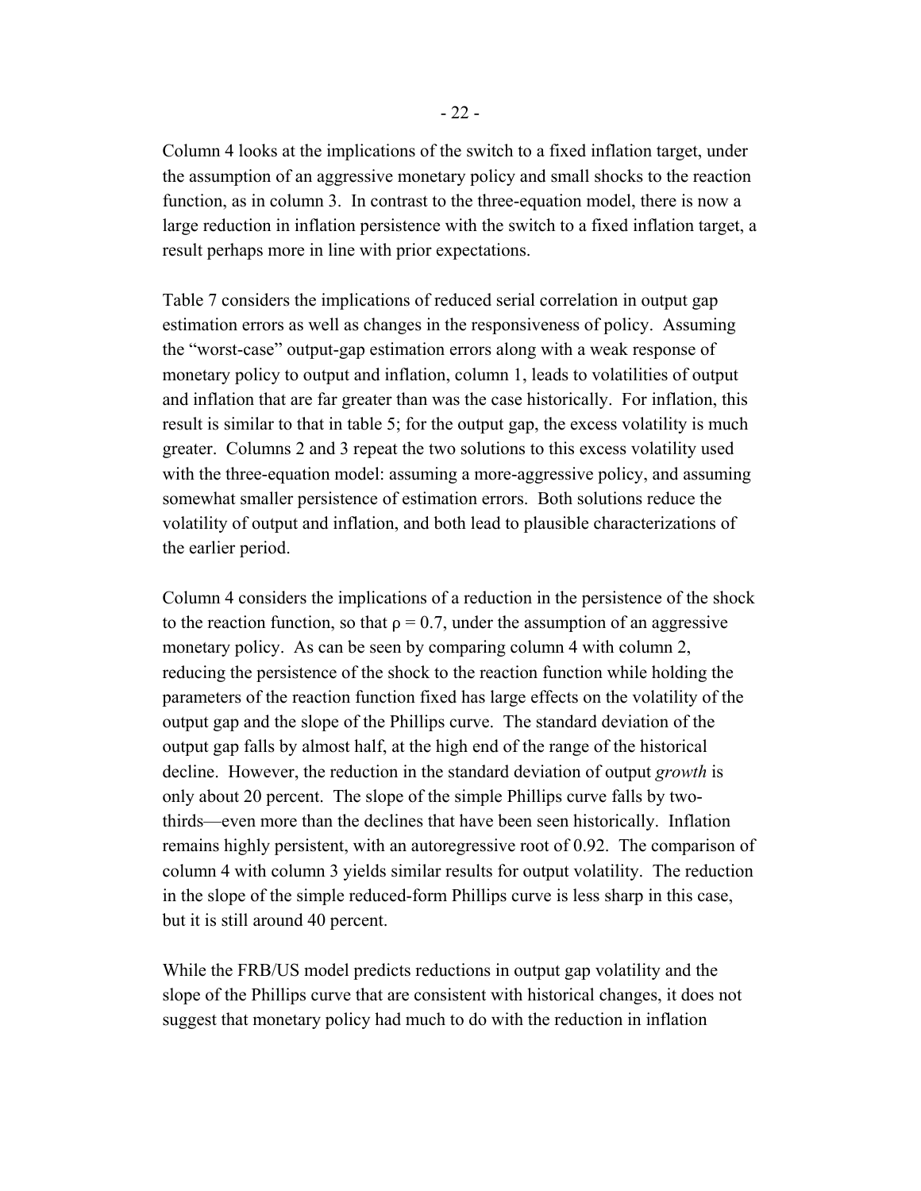Column 4 looks at the implications of the switch to a fixed inflation target, under the assumption of an aggressive monetary policy and small shocks to the reaction function, as in column 3. In contrast to the three-equation model, there is now a large reduction in inflation persistence with the switch to a fixed inflation target, a result perhaps more in line with prior expectations.

Table 7 considers the implications of reduced serial correlation in output gap estimation errors as well as changes in the responsiveness of policy. Assuming the "worst-case" output-gap estimation errors along with a weak response of monetary policy to output and inflation, column 1, leads to volatilities of output and inflation that are far greater than was the case historically. For inflation, this result is similar to that in table 5; for the output gap, the excess volatility is much greater. Columns 2 and 3 repeat the two solutions to this excess volatility used with the three-equation model: assuming a more-aggressive policy, and assuming somewhat smaller persistence of estimation errors. Both solutions reduce the volatility of output and inflation, and both lead to plausible characterizations of the earlier period.

Column 4 considers the implications of a reduction in the persistence of the shock to the reaction function, so that $\rho = 0.7$, under the assumption of an aggressive monetary policy. As can be seen by comparing column 4 with column 2, reducing the persistence of the shock to the reaction function while holding the parameters of the reaction function fixed has large effects on the volatility of the output gap and the slope of the Phillips curve. The standard deviation of the output gap falls by almost half, at the high end of the range of the historical decline. However, the reduction in the standard deviation of output *growth* is only about 20 percent. The slope of the simple Phillips curve falls by two-thirds—even more than the declines that have been seen historically. Inflation remains highly persistent, with an autoregressive root of 0.92. The comparison of column 4 with column 3 yields similar results for output volatility. The reduction in the slope of the simple reduced-form Phillips curve is less sharp in this case, but it is still around 40 percent.

While the FRB/US model predicts reductions in output gap volatility and the slope of the Phillips curve that are consistent with historical changes, it does not suggest that monetary policy had much to do with the reduction in inflation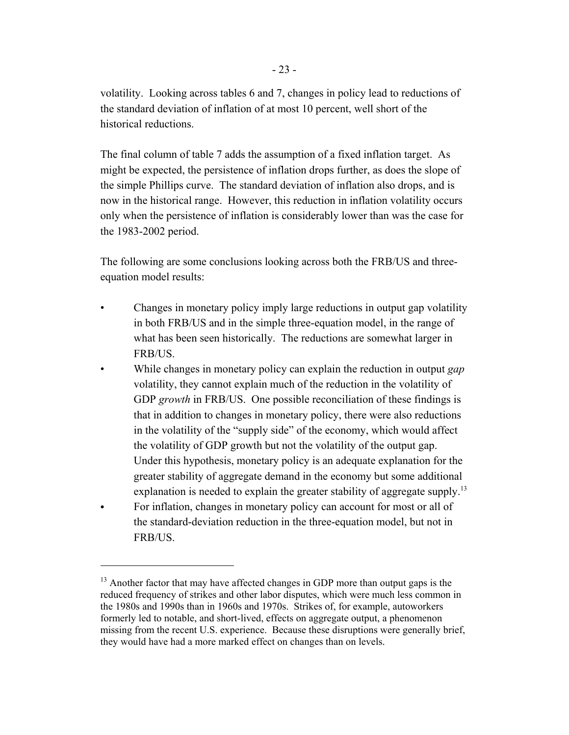volatility. Looking across tables 6 and 7, changes in policy lead to reductions of the standard deviation of inflation of at most 10 percent, well short of the historical reductions.

The final column of table 7 adds the assumption of a fixed inflation target. As might be expected, the persistence of inflation drops further, as does the slope of the simple Phillips curve. The standard deviation of inflation also drops, and is now in the historical range. However, this reduction in inflation volatility occurs only when the persistence of inflation is considerably lower than was the case for the 1983-2002 period.

The following are some conclusions looking across both the FRB/US and three-equation model results:

- Changes in monetary policy imply large reductions in output gap volatility in both FRB/US and in the simple three-equation model, in the range of what has been seen historically. The reductions are somewhat larger in FRB/US.
- While changes in monetary policy can explain the reduction in output *gap* volatility, they cannot explain much of the reduction in the volatility of GDP *growth* in FRB/US. One possible reconciliation of these findings is that in addition to changes in monetary policy, there were also reductions in the volatility of the "supply side" of the economy, which would affect the volatility of GDP growth but not the volatility of the output gap. Under this hypothesis, monetary policy is an adequate explanation for the greater stability of aggregate demand in the economy but some additional explanation is needed to explain the greater stability of aggregate supply.[13]
- For inflation, changes in monetary policy can account for most or all of the standard-deviation reduction in the three-equation model, but not in FRB/US.

---

[13] Another factor that may have affected changes in GDP more than output gaps is the reduced frequency of strikes and other labor disputes, which were much less common in the 1980s and 1990s than in 1960s and 1970s. Strikes of, for example, autoworkers formerly led to notable, and short-lived, effects on aggregate output, a phenomenon missing from the recent U.S. experience. Because these disruptions were generally brief, they would have had a more marked effect on changes than on levels.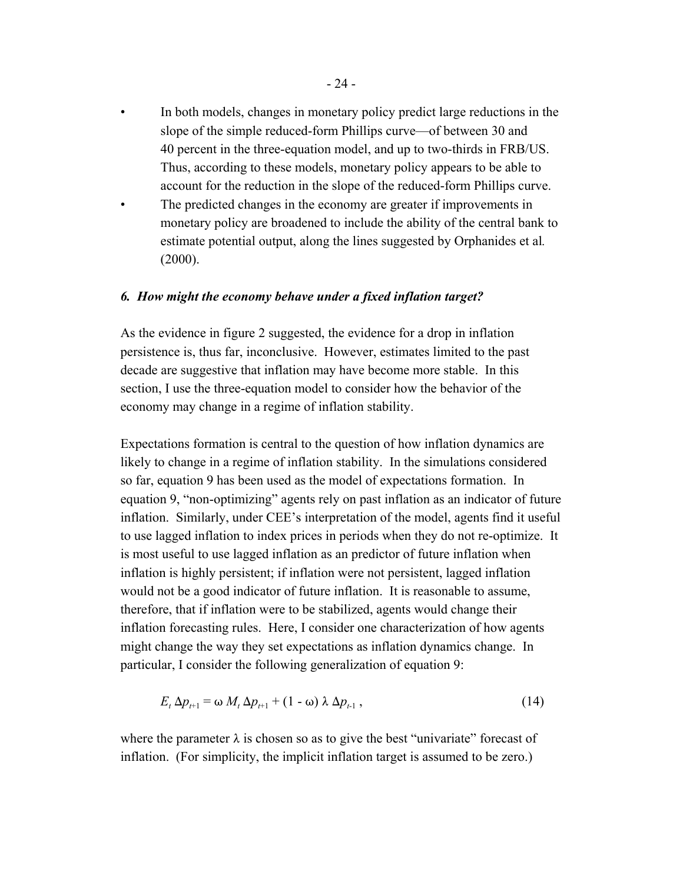- In both models, changes in monetary policy predict large reductions in the slope of the simple reduced-form Phillips curve—of between 30 and 40 percent in the three-equation model, and up to two-thirds in FRB/US. Thus, according to these models, monetary policy appears to be able to account for the reduction in the slope of the reduced-form Phillips curve.
- The predicted changes in the economy are greater if improvements in monetary policy are broadened to include the ability of the central bank to estimate potential output, along the lines suggested by Orphanides et al. (2000).

### *6. How might the economy behave under a fixed inflation target?*

As the evidence in figure 2 suggested, the evidence for a drop in inflation persistence is, thus far, inconclusive. However, estimates limited to the past decade are suggestive that inflation may have become more stable. In this section, I use the three-equation model to consider how the behavior of the economy may change in a regime of inflation stability.

Expectations formation is central to the question of how inflation dynamics are likely to change in a regime of inflation stability. In the simulations considered so far, equation 9 has been used as the model of expectations formation. In equation 9, "non-optimizing" agents rely on past inflation as an indicator of future inflation. Similarly, under CEE's interpretation of the model, agents find it useful to use lagged inflation to index prices in periods when they do not re-optimize. It is most useful to use lagged inflation as an predictor of future inflation when inflation is highly persistent; if inflation were not persistent, lagged inflation would not be a good indicator of future inflation. It is reasonable to assume, therefore, that if inflation were to be stabilized, agents would change their inflation forecasting rules. Here, I consider one characterization of how agents might change the way they set expectations as inflation dynamics change. In particular, I consider the following generalization of equation 9:

$$E_t \Delta p_{t+1} = \omega M_t \Delta p_{t+1} + (1 - \omega) \lambda \Delta p_{t-1}, \tag{14}$$

where the parameter $\lambda$ is chosen so as to give the best "univariate" forecast of inflation. (For simplicity, the implicit inflation target is assumed to be zero.)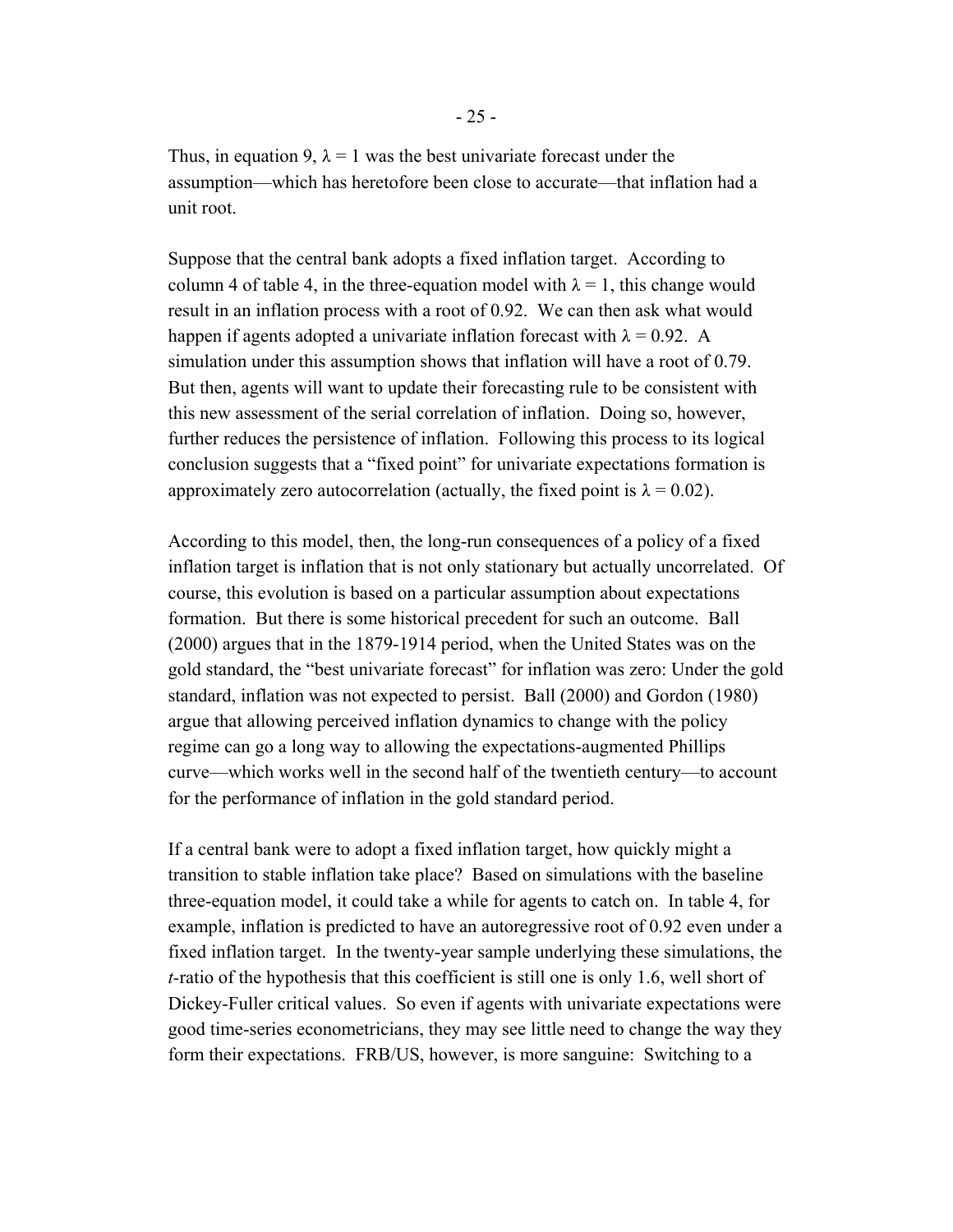Thus, in equation 9, $\lambda = 1$ was the best univariate forecast under the assumption—which has heretofore been close to accurate—that inflation had a unit root.

Suppose that the central bank adopts a fixed inflation target. According to column 4 of table 4, in the three-equation model with $\lambda = 1$, this change would result in an inflation process with a root of 0.92. We can then ask what would happen if agents adopted a univariate inflation forecast with $\lambda = 0.92$. A simulation under this assumption shows that inflation will have a root of 0.79. But then, agents will want to update their forecasting rule to be consistent with this new assessment of the serial correlation of inflation. Doing so, however, further reduces the persistence of inflation. Following this process to its logical conclusion suggests that a "fixed point" for univariate expectations formation is approximately zero autocorrelation (actually, the fixed point is $\lambda = 0.02$).

According to this model, then, the long-run consequences of a policy of a fixed inflation target is inflation that is not only stationary but actually uncorrelated. Of course, this evolution is based on a particular assumption about expectations formation. But there is some historical precedent for such an outcome. Ball (2000) argues that in the 1879-1914 period, when the United States was on the gold standard, the "best univariate forecast" for inflation was zero: Under the gold standard, inflation was not expected to persist. Ball (2000) and Gordon (1980) argue that allowing perceived inflation dynamics to change with the policy regime can go a long way to allowing the expectations-augmented Phillips curve—which works well in the second half of the twentieth century—to account for the performance of inflation in the gold standard period.

If a central bank were to adopt a fixed inflation target, how quickly might a transition to stable inflation take place? Based on simulations with the baseline three-equation model, it could take a while for agents to catch on. In table 4, for example, inflation is predicted to have an autoregressive root of 0.92 even under a fixed inflation target. In the twenty-year sample underlying these simulations, the *t*-ratio of the hypothesis that this coefficient is still one is only 1.6, well short of Dickey-Fuller critical values. So even if agents with univariate expectations were good time-series econometricians, they may see little need to change the way they form their expectations. FRB/US, however, is more sanguine: Switching to a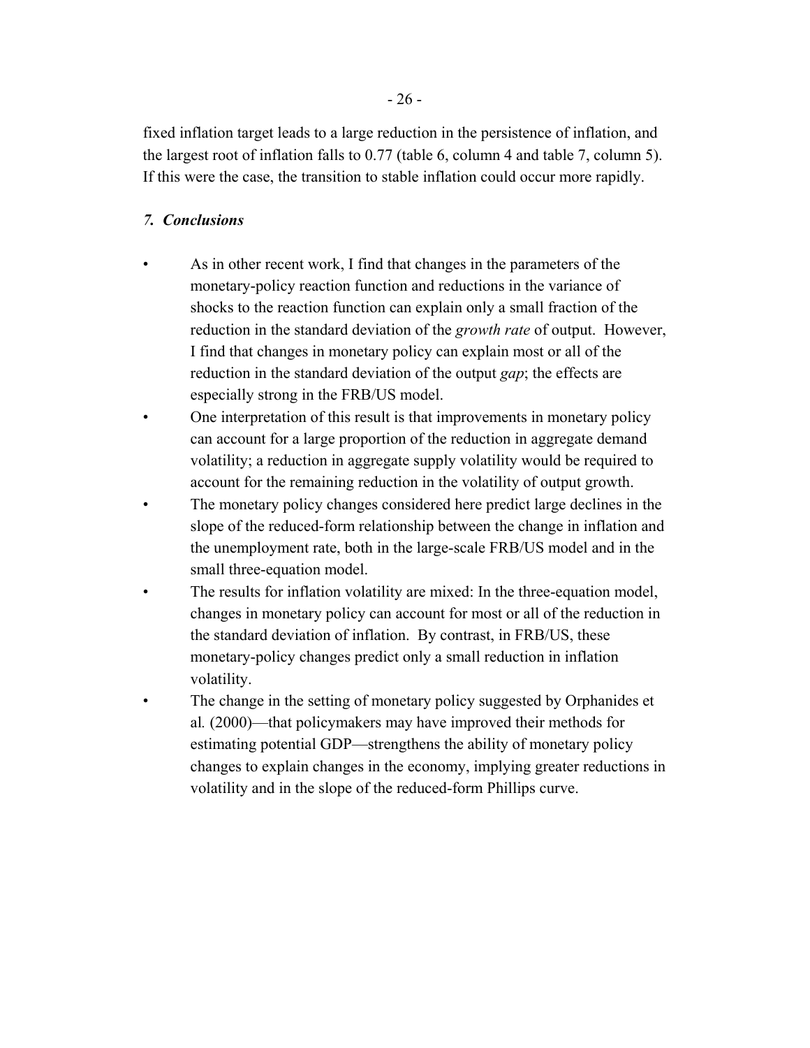fixed inflation target leads to a large reduction in the persistence of inflation, and the largest root of inflation falls to 0.77 (table 6, column 4 and table 7, column 5). If this were the case, the transition to stable inflation could occur more rapidly.

## *7. Conclusions*

- As in other recent work, I find that changes in the parameters of the monetary-policy reaction function and reductions in the variance of shocks to the reaction function can explain only a small fraction of the reduction in the standard deviation of the *growth rate* of output. However, I find that changes in monetary policy can explain most or all of the reduction in the standard deviation of the output *gap*; the effects are especially strong in the FRB/US model.
- One interpretation of this result is that improvements in monetary policy can account for a large proportion of the reduction in aggregate demand volatility; a reduction in aggregate supply volatility would be required to account for the remaining reduction in the volatility of output growth.
- The monetary policy changes considered here predict large declines in the slope of the reduced-form relationship between the change in inflation and the unemployment rate, both in the large-scale FRB/US model and in the small three-equation model.
- The results for inflation volatility are mixed: In the three-equation model, changes in monetary policy can account for most or all of the reduction in the standard deviation of inflation. By contrast, in FRB/US, these monetary-policy changes predict only a small reduction in inflation volatility.
- The change in the setting of monetary policy suggested by Orphanides et al*.* (2000)—that policymakers may have improved their methods for estimating potential GDP—strengthens the ability of monetary policy changes to explain changes in the economy, implying greater reductions in volatility and in the slope of the reduced-form Phillips curve.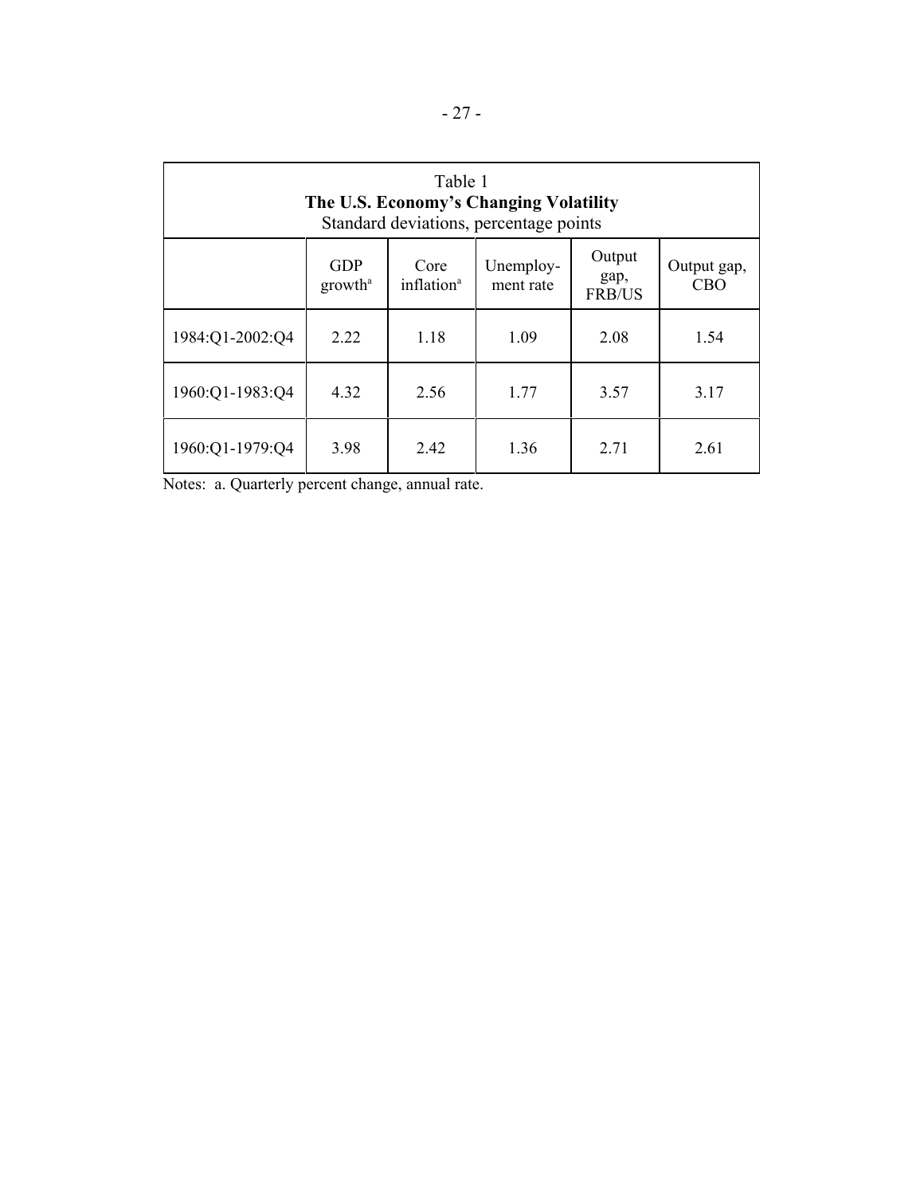Table 1
**The U.S. Economy's Changing Volatility**
Standard deviations, percentage points

| | GDP growth[a] | Core inflation[a] | Unemploy-ment rate | Output gap, FRB/US | Output gap, CBO |
|---|---|---|---|---|---|
| 1984:Q1-2002:Q4 | 2.22 | 1.18 | 1.09 | 2.08 | 1.54 |
| 1960:Q1-1983:Q4 | 4.32 | 2.56 | 1.77 | 3.57 | 3.17 |
| 1960:Q1-1979:Q4 | 3.98 | 2.42 | 1.36 | 2.71 | 2.61 |

Notes: a. Quarterly percent change, annual rate.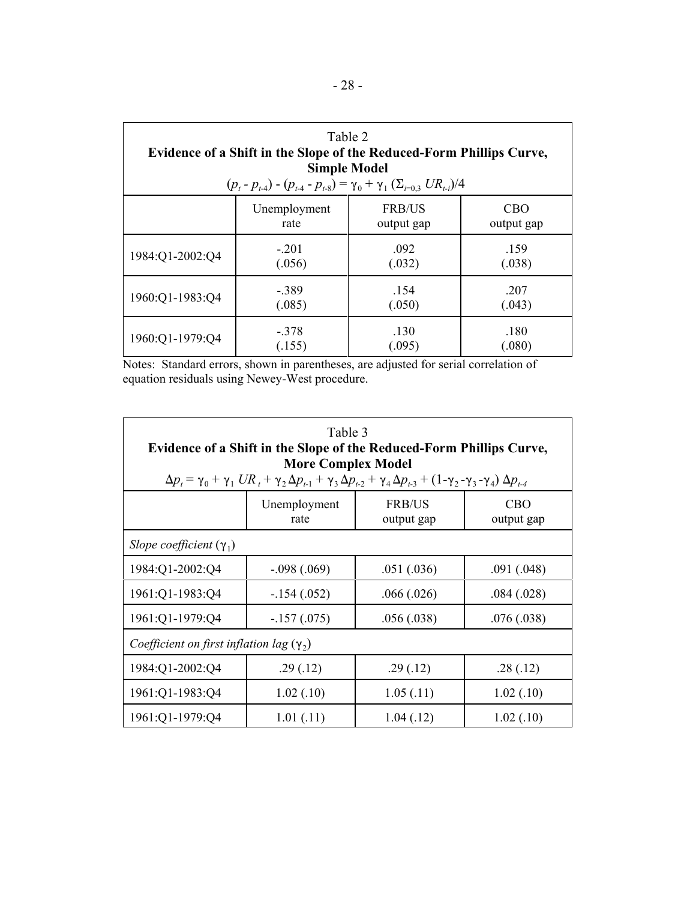Table 2

**Evidence of a Shift in the Slope of the Reduced-Form Phillips Curve, Simple Model**

$$(p_t - p_{t\text{-}4}) - (p_{t\text{-}4} - p_{t\text{-}8}) = \gamma_0 + \gamma_1\,(\Sigma_{i=0,3}\; UR_{t\text{-}i})/4$$

| | Unemployment rate | FRB/US output gap | CBO output gap |
|---|---|---|---|
| 1984:Q1-2002:Q4 | -.201 (.056) | .092 (.032) | .159 (.038) |
| 1960:Q1-1983:Q4 | -.389 (.085) | .154 (.050) | .207 (.043) |
| 1960:Q1-1979:Q4 | -.378 (.155) | .130 (.095) | .180 (.080) |

Notes: Standard errors, shown in parentheses, are adjusted for serial correlation of equation residuals using Newey-West procedure.

Table 3

**Evidence of a Shift in the Slope of the Reduced-Form Phillips Curve, More Complex Model**

$$\Delta p_t = \gamma_0 + \gamma_1\, UR_t + \gamma_2\, \Delta p_{t\text{-}1} + \gamma_3\, \Delta p_{t\text{-}2} + \gamma_4\, \Delta p_{t\text{-}3} + (1\text{-}\gamma_2\text{-}\gamma_3\text{-}\gamma_4)\, \Delta p_{t\text{-}4}$$

| | Unemployment rate | FRB/US output gap | CBO output gap |
|---|---|---|---|
| *Slope coefficient* ($\gamma_1$) | | | |
| 1984:Q1-2002:Q4 | -.098 (.069) | .051 (.036) | .091 (.048) |
| 1961:Q1-1983:Q4 | -.154 (.052) | .066 (.026) | .084 (.028) |
| 1961:Q1-1979:Q4 | -.157 (.075) | .056 (.038) | .076 (.038) |
| *Coefficient on first inflation lag* ($\gamma_2$) | | | |
| 1984:Q1-2002:Q4 | .29 (.12) | .29 (.12) | .28 (.12) |
| 1961:Q1-1983:Q4 | 1.02 (.10) | 1.05 (.11) | 1.02 (.10) |
| 1961:Q1-1979:Q4 | 1.01 (.11) | 1.04 (.12) | 1.02 (.10) |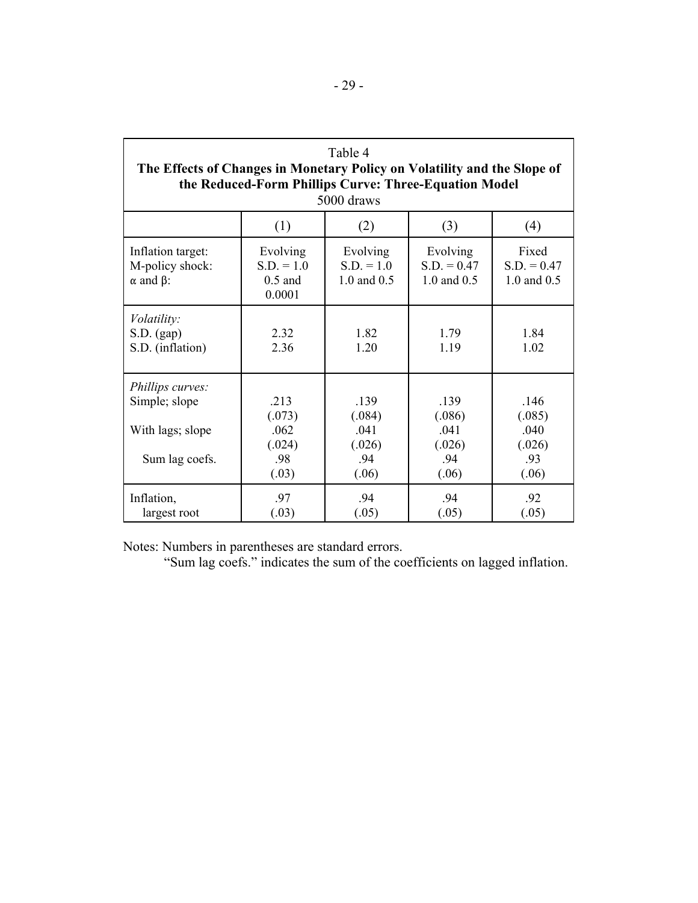Table 4
**The Effects of Changes in Monetary Policy on Volatility and the Slope of the Reduced-Form Phillips Curve: Three-Equation Model**
5000 draws

| | (1) | (2) | (3) | (4) |
|---|---|---|---|---|
| Inflation target:<br>M-policy shock:<br>$\alpha$ and $\beta$: | Evolving<br>S.D. = 1.0<br>0.5 and 0.0001 | Evolving<br>S.D. = 1.0<br>1.0 and 0.5 | Evolving<br>S.D. = 0.47<br>1.0 and 0.5 | Fixed<br>S.D. = 0.47<br>1.0 and 0.5 |
| *Volatility:* | | | | |
| S.D. (gap) | 2.32 | 1.82 | 1.79 | 1.84 |
| S.D. (inflation) | 2.36 | 1.20 | 1.19 | 1.02 |
| *Phillips curves:* | | | | |
| Simple; slope | .213 | .139 | .139 | .146 |
| | (.073) | (.084) | (.086) | (.085) |
| With lags; slope | .062 | .041 | .041 | .040 |
| | (.024) | (.026) | (.026) | (.026) |
| Sum lag coefs. | .98 | .94 | .94 | .93 |
| | (.03) | (.06) | (.06) | (.06) |
| Inflation, largest root | .97 | .94 | .94 | .92 |
| | (.03) | (.05) | (.05) | (.05) |

Notes: Numbers in parentheses are standard errors.
"Sum lag coefs." indicates the sum of the coefficients on lagged inflation.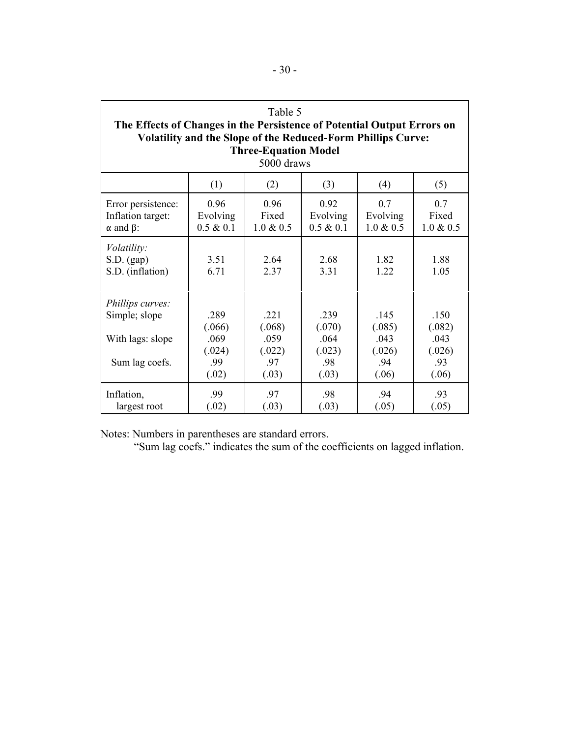Table 5

**The Effects of Changes in the Persistence of Potential Output Errors on Volatility and the Slope of the Reduced-Form Phillips Curve: Three-Equation Model**

5000 draws

| | (1) | (2) | (3) | (4) | (5) |
|---|---|---|---|---|---|
| Error persistence: | 0.96 | 0.96 | 0.92 | 0.7 | 0.7 |
| Inflation target: | Evolving | Fixed | Evolving | Evolving | Fixed |
| $\alpha$ and $\beta$: | 0.5 & 0.1 | 1.0 & 0.5 | 0.5 & 0.1 | 1.0 & 0.5 | 1.0 & 0.5 |
| *Volatility:* | | | | | |
| S.D. (gap) | 3.51 | 2.64 | 2.68 | 1.82 | 1.88 |
| S.D. (inflation) | 6.71 | 2.37 | 3.31 | 1.22 | 1.05 |
| *Phillips curves:* | | | | | |
| Simple; slope | .289 | .221 | .239 | .145 | .150 |
| | (.066) | (.068) | (.070) | (.085) | (.082) |
| With lags: slope | .069 | .059 | .064 | .043 | .043 |
| | (.024) | (.022) | (.023) | (.026) | (.026) |
| Sum lag coefs. | .99 | .97 | .98 | .94 | .93 |
| | (.02) | (.03) | (.03) | (.06) | (.06) |
| Inflation, largest root | .99 | .97 | .98 | .94 | .93 |
| | (.02) | (.03) | (.03) | (.05) | (.05) |

Notes: Numbers in parentheses are standard errors.

"Sum lag coefs." indicates the sum of the coefficients on lagged inflation.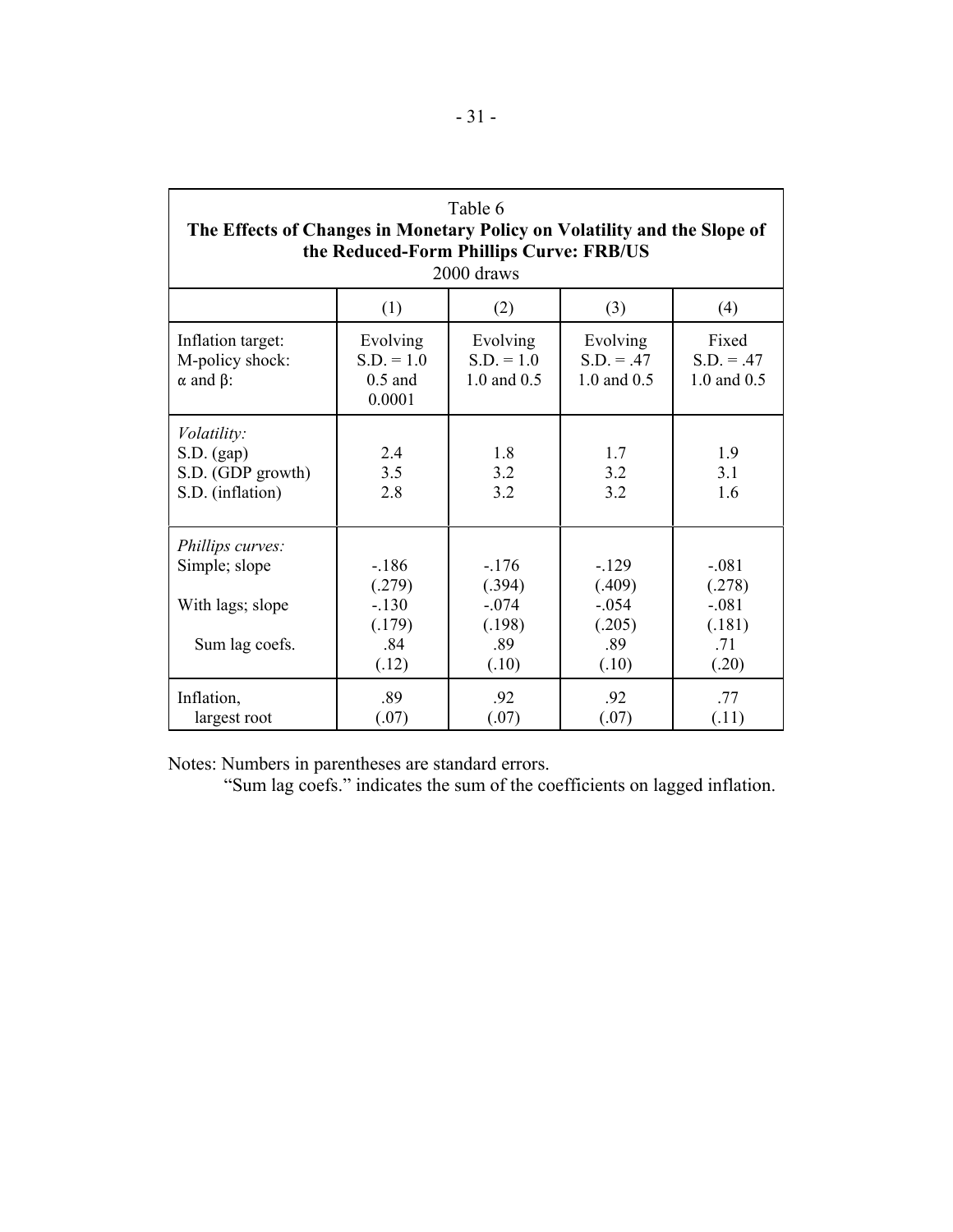Table 6

**The Effects of Changes in Monetary Policy on Volatility and the Slope of the Reduced-Form Phillips Curve: FRB/US**

2000 draws

| | (1) | (2) | (3) | (4) |
|---|---|---|---|---|
| Inflation target: | Evolving | Evolving | Evolving | Fixed |
| M-policy shock: | S.D. = 1.0 | S.D. = 1.0 | S.D. = .47 | S.D. = .47 |
| $\alpha$ and $\beta$: | 0.5 and 0.0001 | 1.0 and 0.5 | 1.0 and 0.5 | 1.0 and 0.5 |
| *Volatility:* | | | | |
| S.D. (gap) | 2.4 | 1.8 | 1.7 | 1.9 |
| S.D. (GDP growth) | 3.5 | 3.2 | 3.2 | 3.1 |
| S.D. (inflation) | 2.8 | 3.2 | 3.2 | 1.6 |
| *Phillips curves:* | | | | |
| Simple; slope | -.186 | -.176 | -.129 | -.081 |
| | (.279) | (.394) | (.409) | (.278) |
| With lags; slope | -.130 | -.074 | -.054 | -.081 |
| | (.179) | (.198) | (.205) | (.181) |
| Sum lag coefs. | .84 | .89 | .89 | .71 |
| | (.12) | (.10) | (.10) | (.20) |
| Inflation, largest root | .89 | .92 | .92 | .77 |
| | (.07) | (.07) | (.07) | (.11) |

Notes: Numbers in parentheses are standard errors.

"Sum lag coefs." indicates the sum of the coefficients on lagged inflation.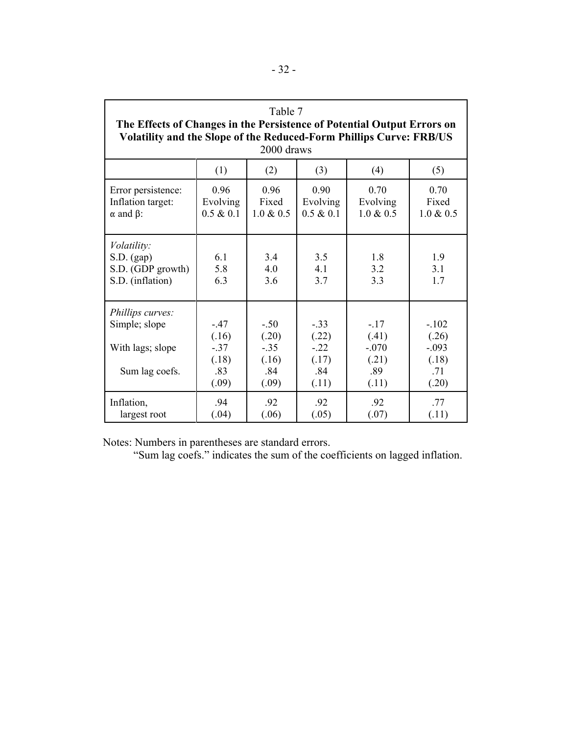Table 7

**The Effects of Changes in the Persistence of Potential Output Errors on Volatility and the Slope of the Reduced-Form Phillips Curve: FRB/US**

2000 draws

| | (1) | (2) | (3) | (4) | (5) |
|---|---|---|---|---|---|
| Error persistence: | 0.96 | 0.96 | 0.90 | 0.70 | 0.70 |
| Inflation target: | Evolving | Fixed | Evolving | Evolving | Fixed |
| $\alpha$ and $\beta$: | 0.5 & 0.1 | 1.0 & 0.5 | 0.5 & 0.1 | 1.0 & 0.5 | 1.0 & 0.5 |
| *Volatility:* | | | | | |
| S.D. (gap) | 6.1 | 3.4 | 3.5 | 1.8 | 1.9 |
| S.D. (GDP growth) | 5.8 | 4.0 | 4.1 | 3.2 | 3.1 |
| S.D. (inflation) | 6.3 | 3.6 | 3.7 | 3.3 | 1.7 |
| *Phillips curves:* | | | | | |
| Simple; slope | -.47 | -.50 | -.33 | -.17 | -.102 |
| | (.16) | (.20) | (.22) | (.41) | (.26) |
| With lags; slope | -.37 | -.35 | -.22 | -.070 | -.093 |
| | (.18) | (.16) | (.17) | (.21) | (.18) |
| Sum lag coefs. | .83 | .84 | .84 | .89 | .71 |
| | (.09) | (.09) | (.11) | (.11) | (.20) |
| Inflation, largest root | .94 | .92 | .92 | .92 | .77 |
| | (.04) | (.06) | (.05) | (.07) | (.11) |

Notes: Numbers in parentheses are standard errors.

"Sum lag coefs." indicates the sum of the coefficients on lagged inflation.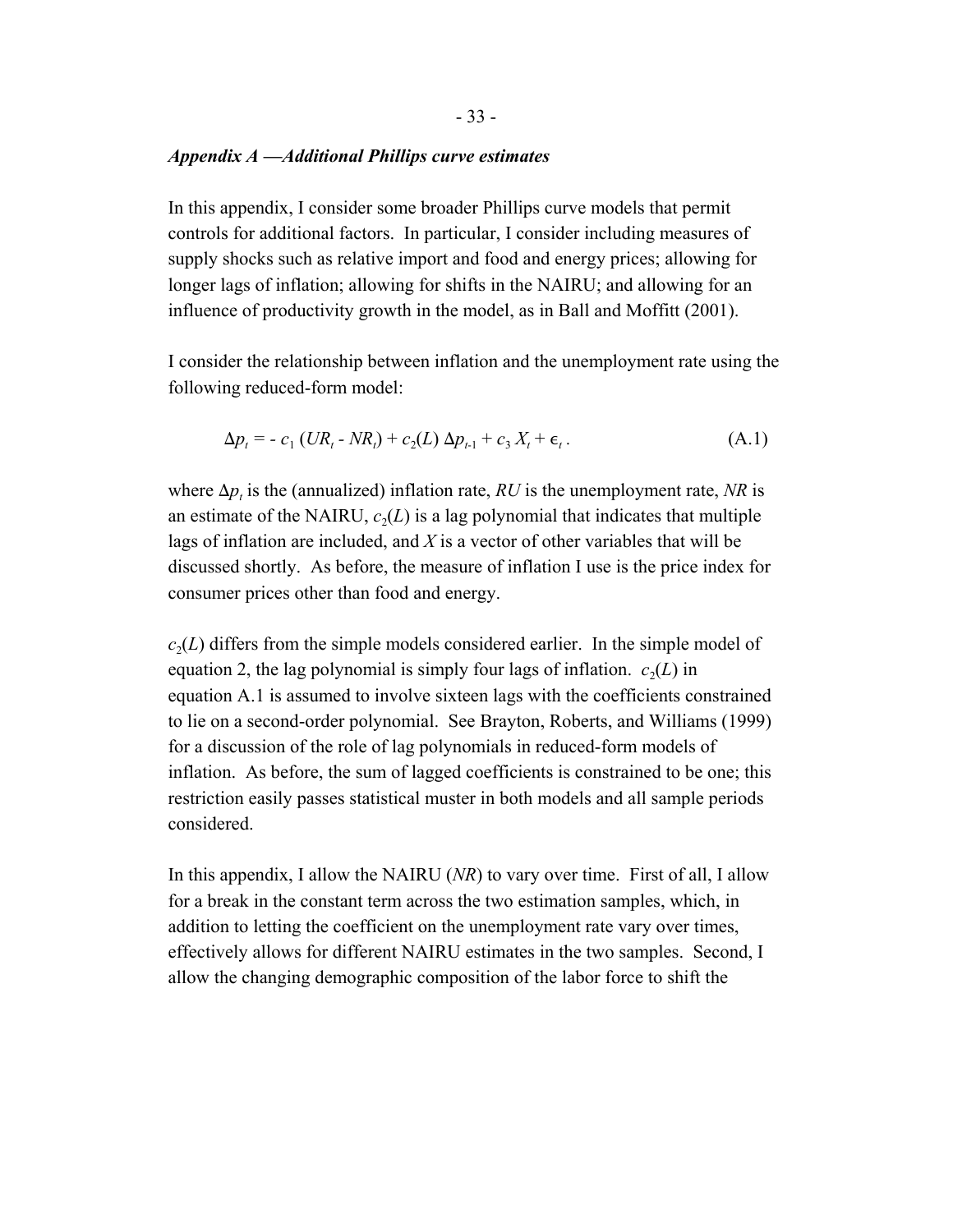### *Appendix A —Additional Phillips curve estimates*

In this appendix, I consider some broader Phillips curve models that permit controls for additional factors. In particular, I consider including measures of supply shocks such as relative import and food and energy prices; allowing for longer lags of inflation; allowing for shifts in the NAIRU; and allowing for an influence of productivity growth in the model, as in Ball and Moffitt (2001).

I consider the relationship between inflation and the unemployment rate using the following reduced-form model:

$$\Delta p_t = - c_1 (UR_t - NR_t) + c_2(L) \Delta p_{t-1} + c_3 X_t + \epsilon_t . \tag{A.1}$$

where $\Delta p_t$ is the (annualized) inflation rate, *RU* is the unemployment rate, *NR* is an estimate of the NAIRU, $c_2(L)$ is a lag polynomial that indicates that multiple lags of inflation are included, and *X* is a vector of other variables that will be discussed shortly. As before, the measure of inflation I use is the price index for consumer prices other than food and energy.

$c_2(L)$ differs from the simple models considered earlier. In the simple model of equation 2, the lag polynomial is simply four lags of inflation. $c_2(L)$ in equation A.1 is assumed to involve sixteen lags with the coefficients constrained to lie on a second-order polynomial. See Brayton, Roberts, and Williams (1999) for a discussion of the role of lag polynomials in reduced-form models of inflation. As before, the sum of lagged coefficients is constrained to be one; this restriction easily passes statistical muster in both models and all sample periods considered.

In this appendix, I allow the NAIRU (*NR*) to vary over time. First of all, I allow for a break in the constant term across the two estimation samples, which, in addition to letting the coefficient on the unemployment rate vary over times, effectively allows for different NAIRU estimates in the two samples. Second, I allow the changing demographic composition of the labor force to shift the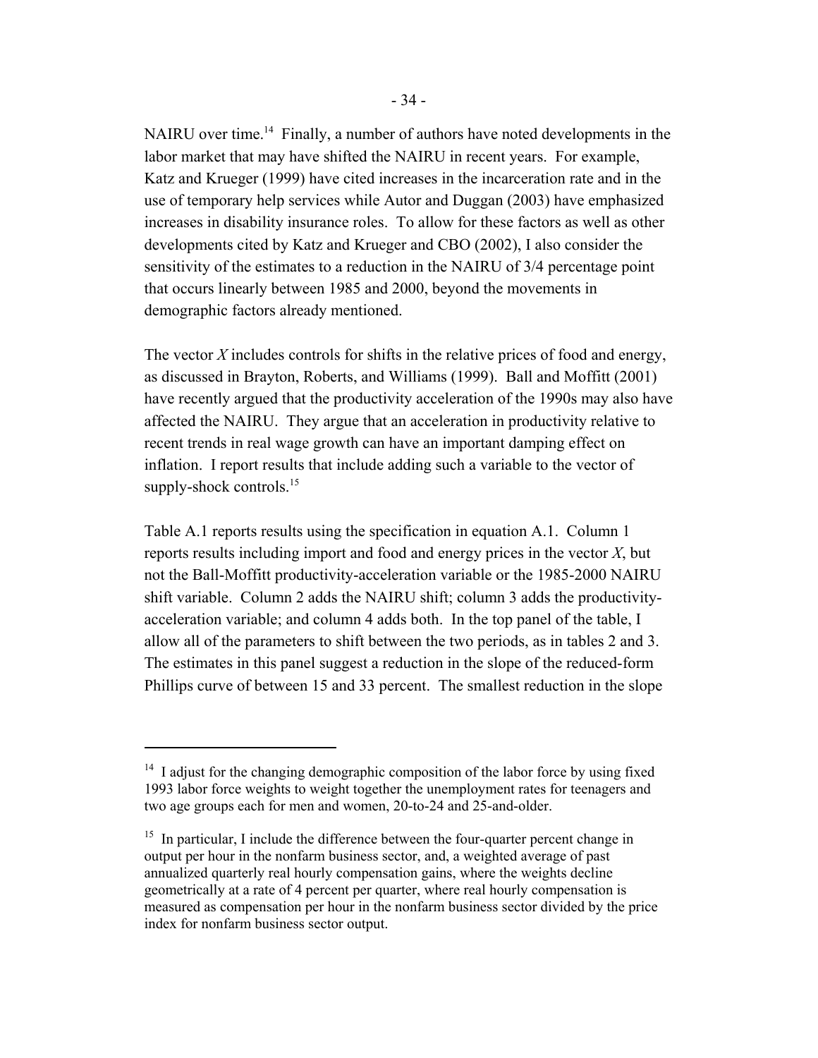NAIRU over time.[14] Finally, a number of authors have noted developments in the labor market that may have shifted the NAIRU in recent years. For example, Katz and Krueger (1999) have cited increases in the incarceration rate and in the use of temporary help services while Autor and Duggan (2003) have emphasized increases in disability insurance roles. To allow for these factors as well as other developments cited by Katz and Krueger and CBO (2002), I also consider the sensitivity of the estimates to a reduction in the NAIRU of 3/4 percentage point that occurs linearly between 1985 and 2000, beyond the movements in demographic factors already mentioned.

The vector $X$ includes controls for shifts in the relative prices of food and energy, as discussed in Brayton, Roberts, and Williams (1999). Ball and Moffitt (2001) have recently argued that the productivity acceleration of the 1990s may also have affected the NAIRU. They argue that an acceleration in productivity relative to recent trends in real wage growth can have an important damping effect on inflation. I report results that include adding such a variable to the vector of supply-shock controls.[15]

Table A.1 reports results using the specification in equation A.1. Column 1 reports results including import and food and energy prices in the vector $X$, but not the Ball-Moffitt productivity-acceleration variable or the 1985-2000 NAIRU shift variable. Column 2 adds the NAIRU shift; column 3 adds the productivity-acceleration variable; and column 4 adds both. In the top panel of the table, I allow all of the parameters to shift between the two periods, as in tables 2 and 3. The estimates in this panel suggest a reduction in the slope of the reduced-form Phillips curve of between 15 and 33 percent. The smallest reduction in the slope

---

[14] I adjust for the changing demographic composition of the labor force by using fixed 1993 labor force weights to weight together the unemployment rates for teenagers and two age groups each for men and women, 20-to-24 and 25-and-older.

[15] In particular, I include the difference between the four-quarter percent change in output per hour in the nonfarm business sector, and, a weighted average of past annualized quarterly real hourly compensation gains, where the weights decline geometrically at a rate of 4 percent per quarter, where real hourly compensation is measured as compensation per hour in the nonfarm business sector divided by the price index for nonfarm business sector output.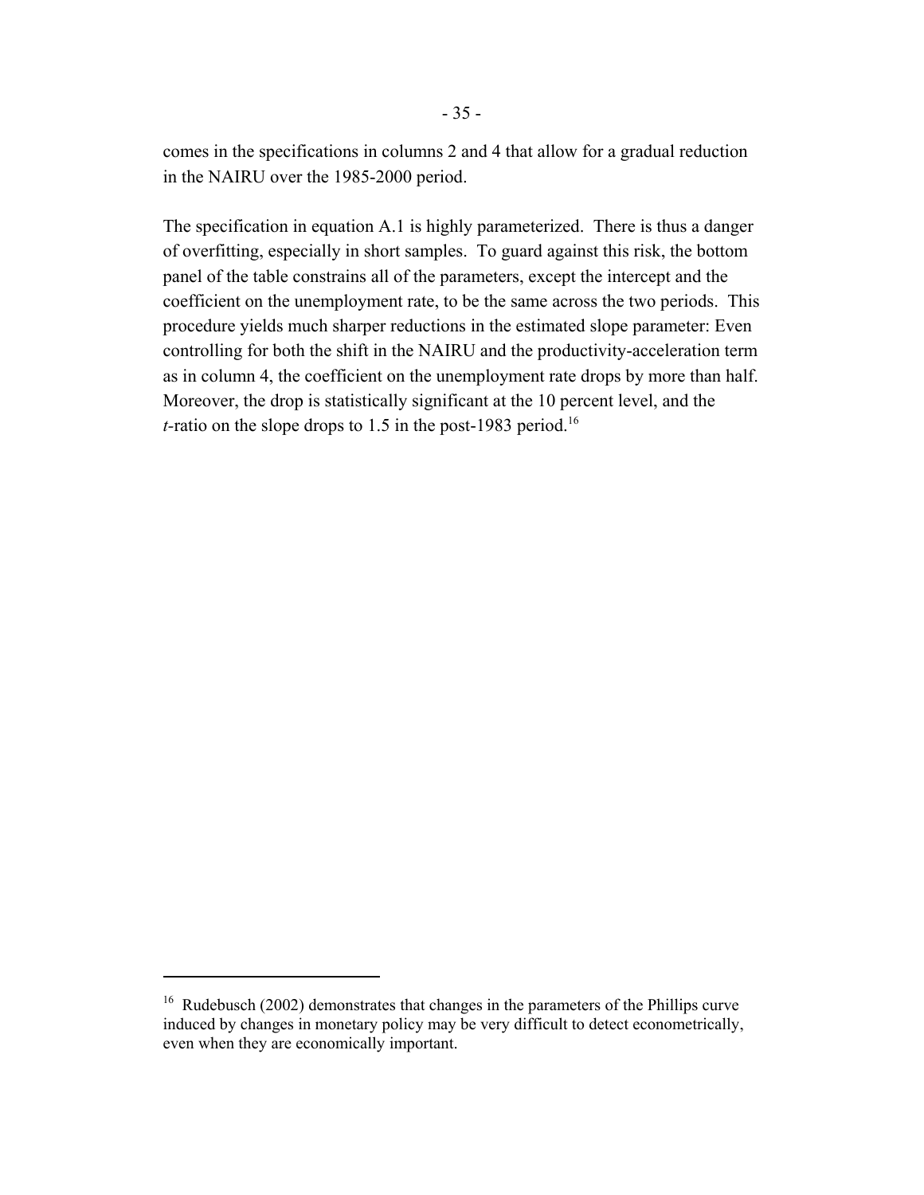comes in the specifications in columns 2 and 4 that allow for a gradual reduction in the NAIRU over the 1985-2000 period.

The specification in equation A.1 is highly parameterized. There is thus a danger of overfitting, especially in short samples. To guard against this risk, the bottom panel of the table constrains all of the parameters, except the intercept and the coefficient on the unemployment rate, to be the same across the two periods. This procedure yields much sharper reductions in the estimated slope parameter: Even controlling for both the shift in the NAIRU and the productivity-acceleration term as in column 4, the coefficient on the unemployment rate drops by more than half. Moreover, the drop is statistically significant at the 10 percent level, and the *t*-ratio on the slope drops to 1.5 in the post-1983 period.[16]

[16] Rudebusch (2002) demonstrates that changes in the parameters of the Phillips curve induced by changes in monetary policy may be very difficult to detect econometrically, even when they are economically important.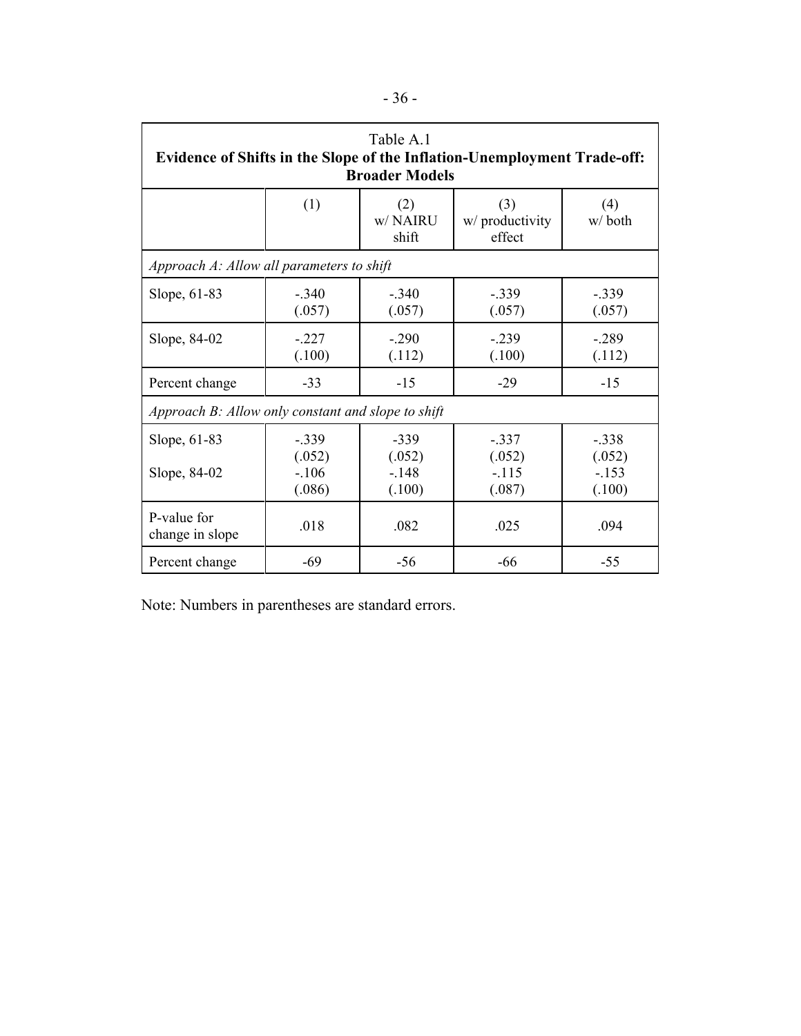Table A.1
**Evidence of Shifts in the Slope of the Inflation-Unemployment Trade-off: Broader Models**

| | (1) | (2) w/ NAIRU shift | (3) w/ productivity effect | (4) w/ both |
|---|---|---|---|---|
| *Approach A: Allow all parameters to shift* | | | | |
| Slope, 61-83 | -.340 (.057) | -.340 (.057) | -.339 (.057) | -.339 (.057) |
| Slope, 84-02 | -.227 (.100) | -.290 (.112) | -.239 (.100) | -.289 (.112) |
| Percent change | -33 | -15 | -29 | -15 |
| *Approach B: Allow only constant and slope to shift* | | | | |
| Slope, 61-83 | -.339 (.052) | -339 (.052) | -.337 (.052) | -.338 (.052) |
| Slope, 84-02 | -.106 (.086) | -.148 (.100) | -.115 (.087) | -.153 (.100) |
| P-value for change in slope | .018 | .082 | .025 | .094 |
| Percent change | -69 | -56 | -66 | -55 |

Note: Numbers in parentheses are standard errors.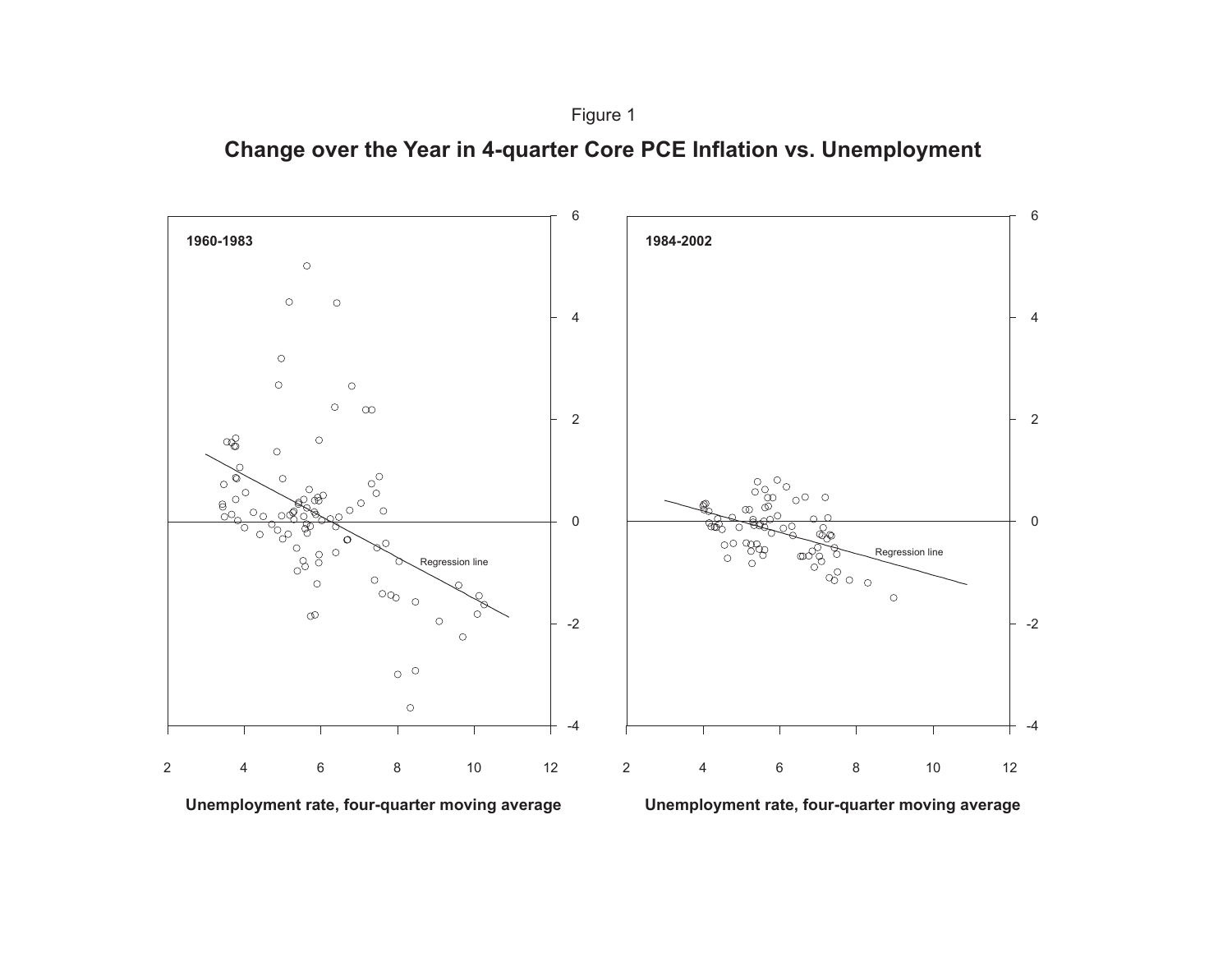Figure 1

**Change over the Year in 4-quarter Core PCE Inflation vs. Unemployment**

**1960-1983**

Regression line

**Unemployment rate, four-quarter moving average**

**1984-2002**

Regression line

**Unemployment rate, four-quarter moving average**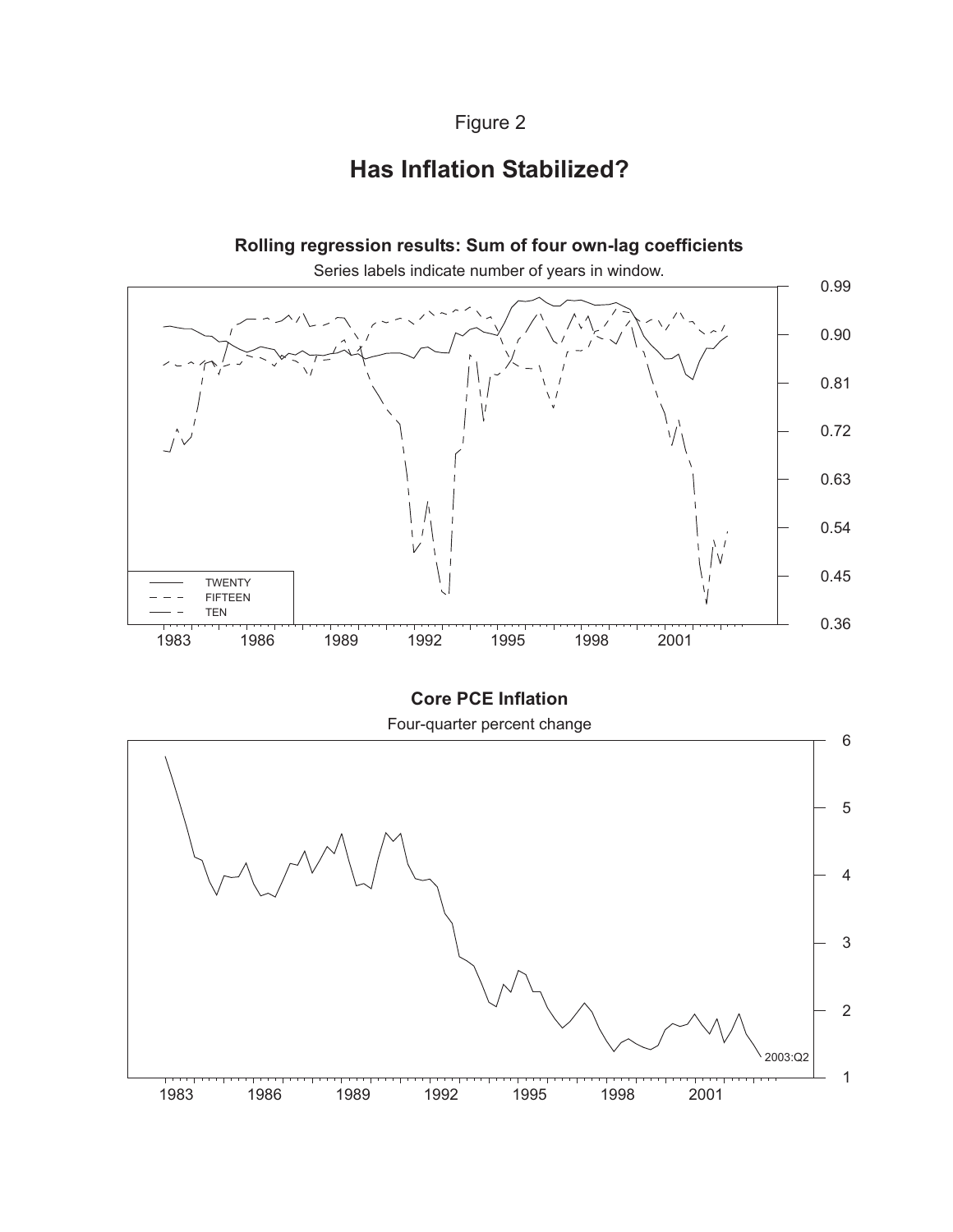Figure 2

# Has Inflation Stabilized?

**Rolling regression results: Sum of four own-lag coefficients**

Series labels indicate number of years in window.

TWENTY
FIFTEEN
TEN

0.99
0.90
0.81
0.72
0.63
0.54
0.45
0.36

1983 1986 1989 1992 1995 1998 2001

**Core PCE Inflation**

Four-quarter percent change

6
5
4
3
2
1

2003:Q2

1983 1986 1989 1992 1995 1998 2001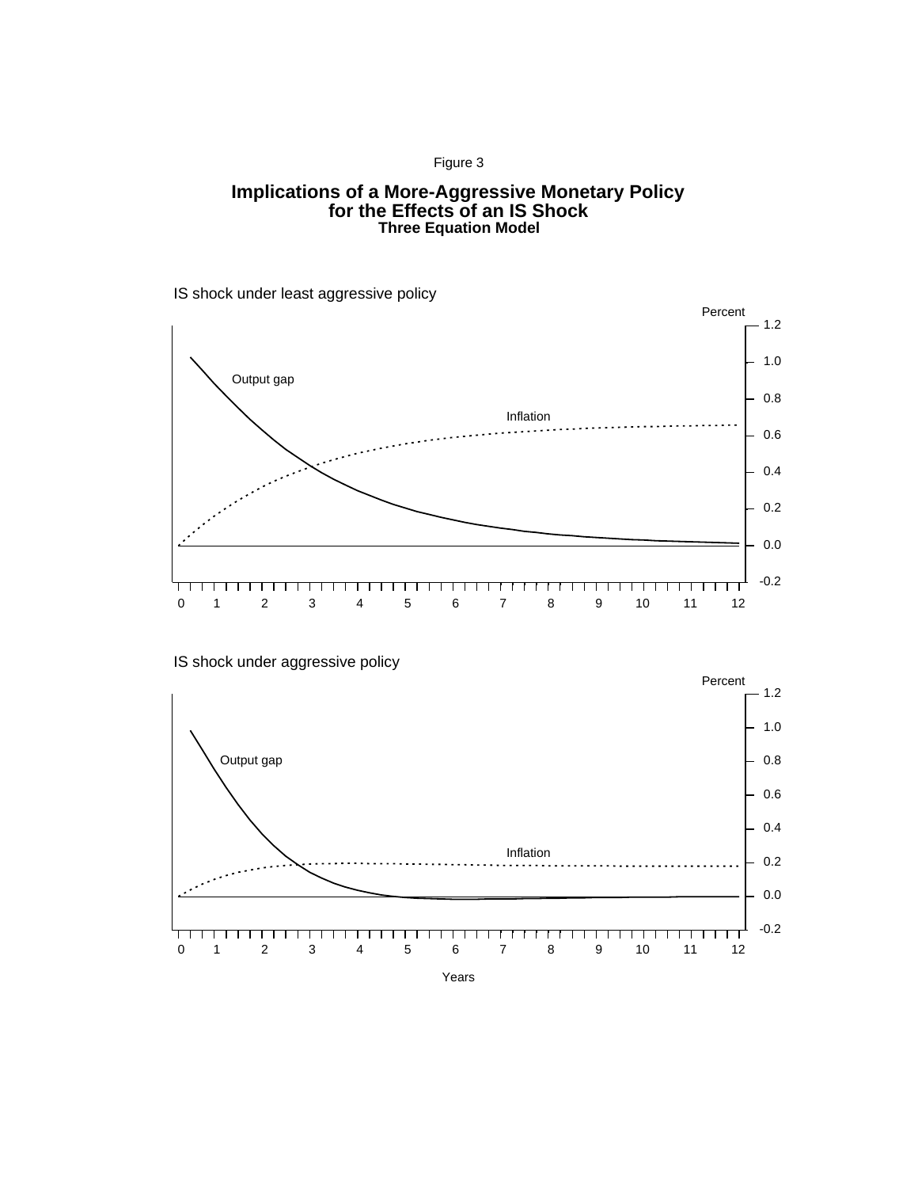Figure 3

## Implications of a More-Aggressive Monetary Policy for the Effects of an IS Shock

### Three Equation Model

IS shock under least aggressive policy

Percent

Output gap

Inflation

Years

IS shock under aggressive policy

Percent

Output gap

Inflation

Years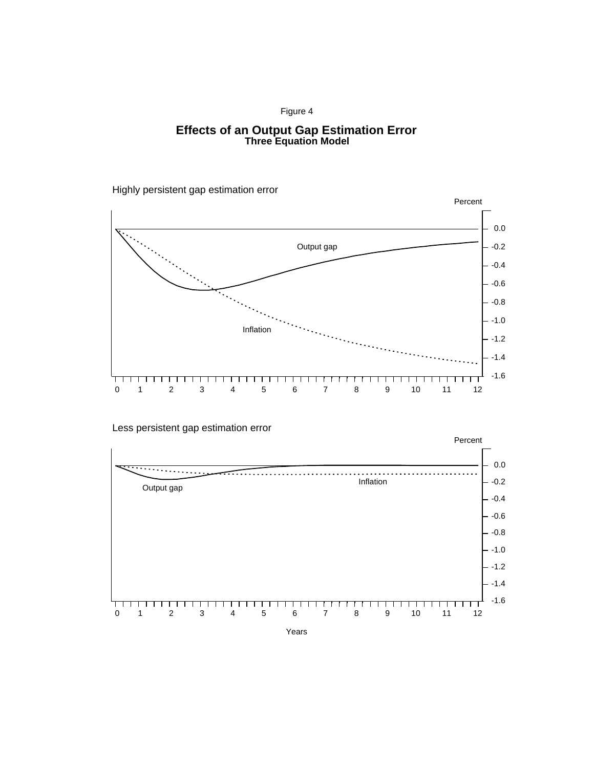Figure 4

## Effects of an Output Gap Estimation Error
### Three Equation Model

Highly persistent gap estimation error

Percent

0.0, -0.2, -0.4, -0.6, -0.8, -1.0, -1.2, -1.4, -1.6

Output gap

Inflation

0 1 2 3 4 5 6 7 8 9 10 11 12

Less persistent gap estimation error

Percent

0.0, -0.2, -0.4, -0.6, -0.8, -1.0, -1.2, -1.4, -1.6

Inflation

Output gap

0 1 2 3 4 5 6 7 8 9 10 11 12

Years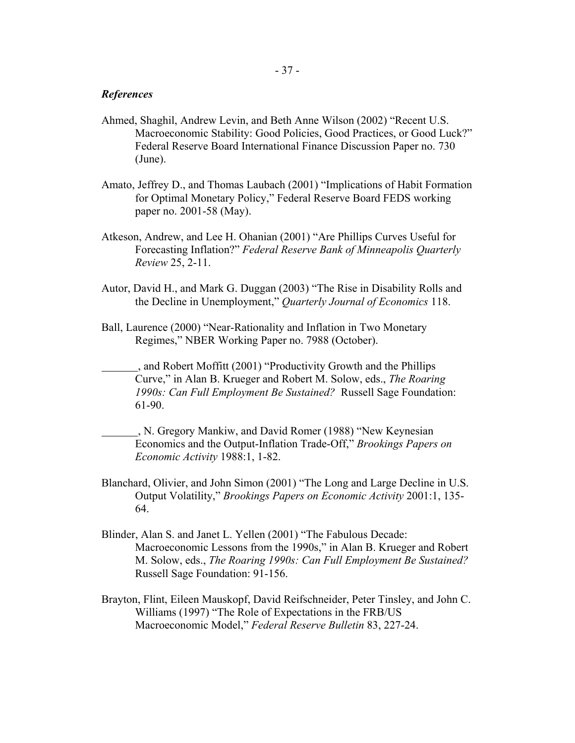***References***

Ahmed, Shaghil, Andrew Levin, and Beth Anne Wilson (2002) "Recent U.S. Macroeconomic Stability: Good Policies, Good Practices, or Good Luck?" Federal Reserve Board International Finance Discussion Paper no. 730 (June).

Amato, Jeffrey D., and Thomas Laubach (2001) "Implications of Habit Formation for Optimal Monetary Policy," Federal Reserve Board FEDS working paper no. 2001-58 (May).

Atkeson, Andrew, and Lee H. Ohanian (2001) "Are Phillips Curves Useful for Forecasting Inflation?" *Federal Reserve Bank of Minneapolis Quarterly Review* 25, 2-11.

Autor, David H., and Mark G. Duggan (2003) "The Rise in Disability Rolls and the Decline in Unemployment," *Quarterly Journal of Economics* 118.

Ball, Laurence (2000) "Near-Rationality and Inflation in Two Monetary Regimes," NBER Working Paper no. 7988 (October).

_______, and Robert Moffitt (2001) "Productivity Growth and the Phillips Curve," in Alan B. Krueger and Robert M. Solow, eds., *The Roaring 1990s: Can Full Employment Be Sustained?* Russell Sage Foundation: 61-90.

_______, N. Gregory Mankiw, and David Romer (1988) "New Keynesian Economics and the Output-Inflation Trade-Off," *Brookings Papers on Economic Activity* 1988:1, 1-82.

Blanchard, Olivier, and John Simon (2001) "The Long and Large Decline in U.S. Output Volatility," *Brookings Papers on Economic Activity* 2001:1, 135-64.

Blinder, Alan S. and Janet L. Yellen (2001) "The Fabulous Decade: Macroeconomic Lessons from the 1990s," in Alan B. Krueger and Robert M. Solow, eds., *The Roaring 1990s: Can Full Employment Be Sustained?* Russell Sage Foundation: 91-156.

Brayton, Flint, Eileen Mauskopf, David Reifschneider, Peter Tinsley, and John C. Williams (1997) "The Role of Expectations in the FRB/US Macroeconomic Model," *Federal Reserve Bulletin* 83, 227-24.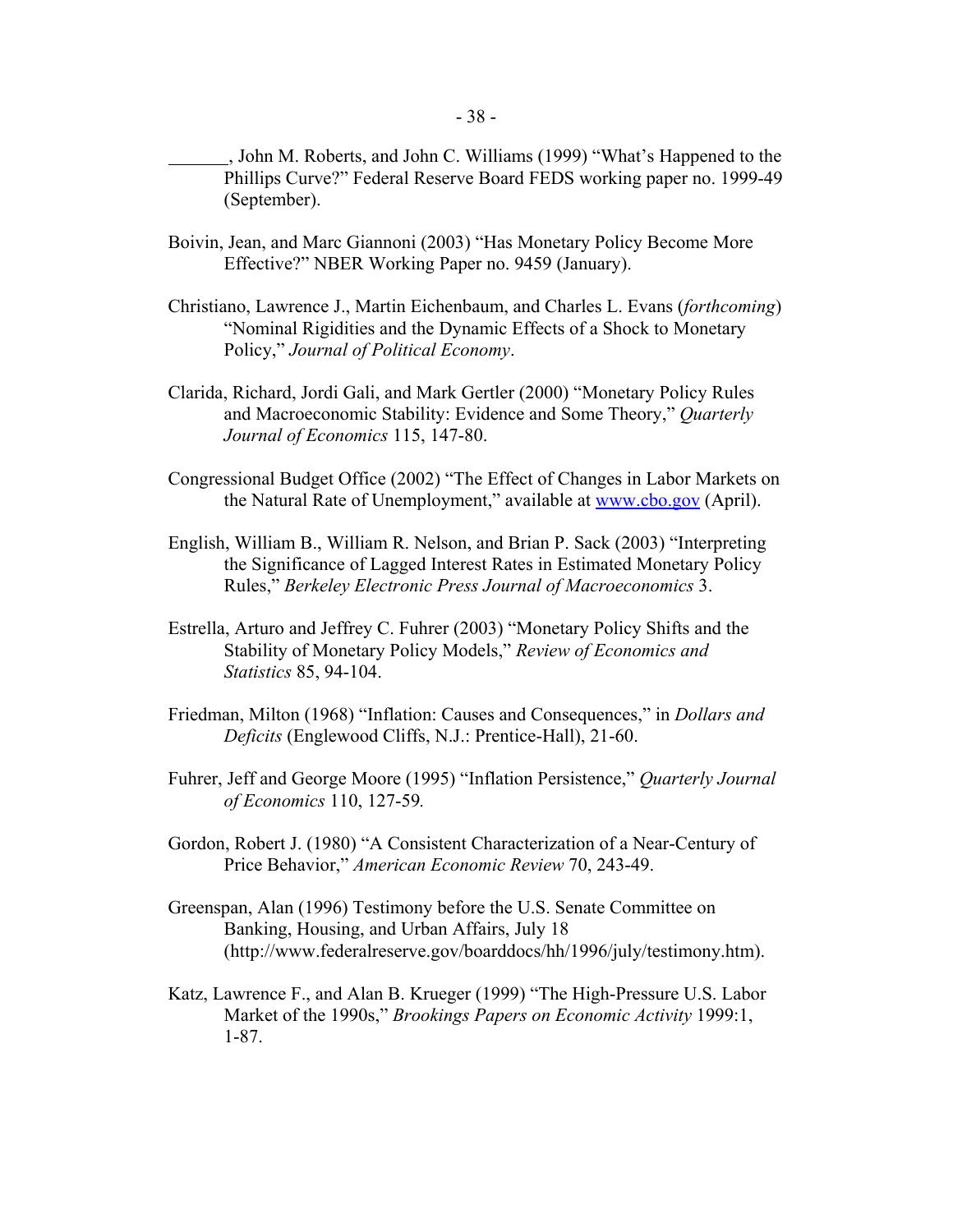_______, John M. Roberts, and John C. Williams (1999) "What's Happened to the Phillips Curve?" Federal Reserve Board FEDS working paper no. 1999-49 (September).

Boivin, Jean, and Marc Giannoni (2003) "Has Monetary Policy Become More Effective?" NBER Working Paper no. 9459 (January).

Christiano, Lawrence J., Martin Eichenbaum, and Charles L. Evans (*forthcoming*) "Nominal Rigidities and the Dynamic Effects of a Shock to Monetary Policy," *Journal of Political Economy*.

Clarida, Richard, Jordi Gali, and Mark Gertler (2000) "Monetary Policy Rules and Macroeconomic Stability: Evidence and Some Theory," *Quarterly Journal of Economics* 115, 147-80.

Congressional Budget Office (2002) "The Effect of Changes in Labor Markets on the Natural Rate of Unemployment," available at [www.cbo.gov](http://www.cbo.gov) (April).

English, William B., William R. Nelson, and Brian P. Sack (2003) "Interpreting the Significance of Lagged Interest Rates in Estimated Monetary Policy Rules," *Berkeley Electronic Press Journal of Macroeconomics* 3.

Estrella, Arturo and Jeffrey C. Fuhrer (2003) "Monetary Policy Shifts and the Stability of Monetary Policy Models," *Review of Economics and Statistics* 85, 94-104.

Friedman, Milton (1968) "Inflation: Causes and Consequences," in *Dollars and Deficits* (Englewood Cliffs, N.J.: Prentice-Hall), 21-60.

Fuhrer, Jeff and George Moore (1995) "Inflation Persistence," *Quarterly Journal of Economics* 110, 127-59.

Gordon, Robert J. (1980) "A Consistent Characterization of a Near-Century of Price Behavior," *American Economic Review* 70, 243-49.

Greenspan, Alan (1996) Testimony before the U.S. Senate Committee on Banking, Housing, and Urban Affairs, July 18 (http://www.federalreserve.gov/boarddocs/hh/1996/july/testimony.htm).

Katz, Lawrence F., and Alan B. Krueger (1999) "The High-Pressure U.S. Labor Market of the 1990s," *Brookings Papers on Economic Activity* 1999:1, 1-87.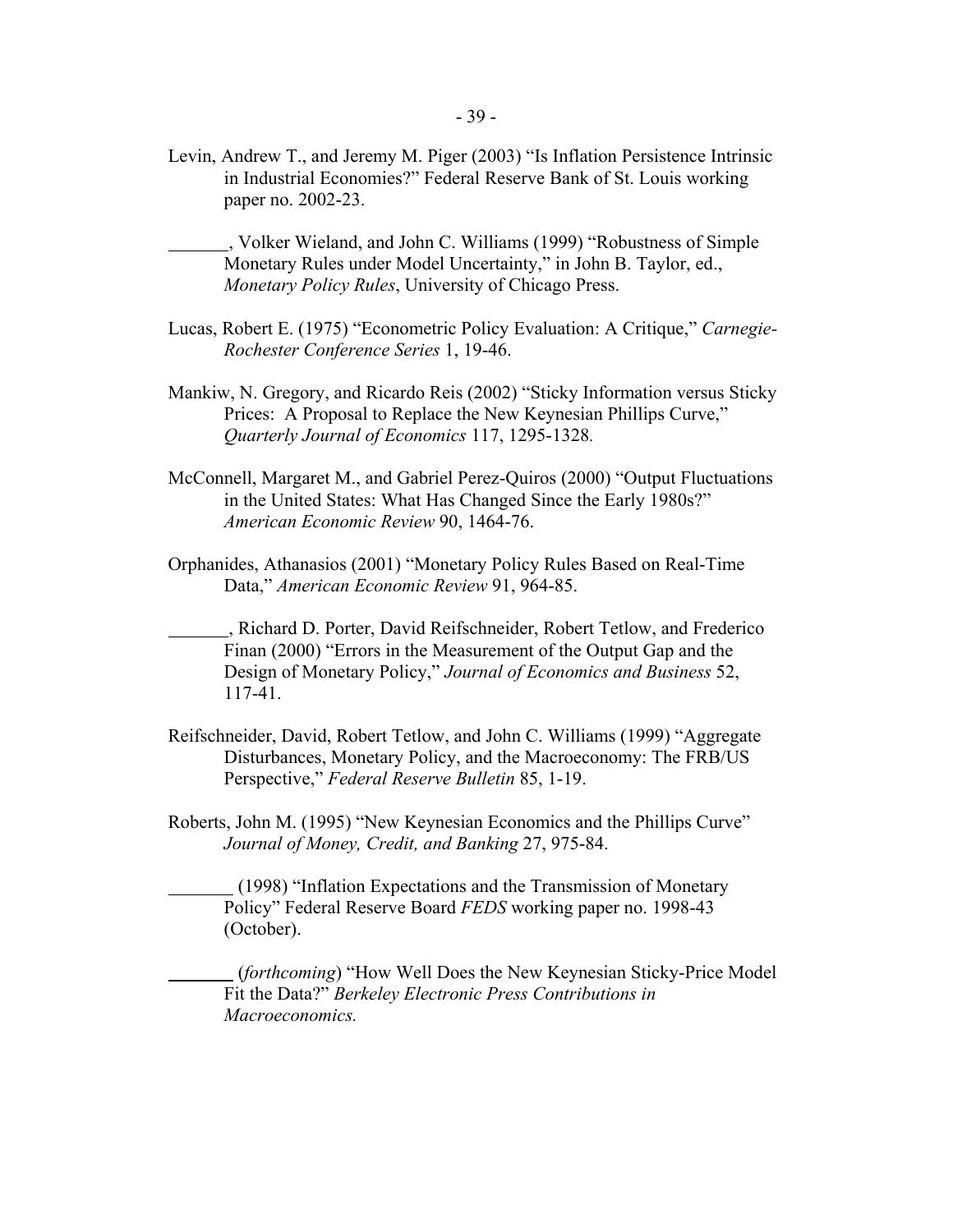Levin, Andrew T., and Jeremy M. Piger (2003) "Is Inflation Persistence Intrinsic in Industrial Economies?" Federal Reserve Bank of St. Louis working paper no. 2002-23.

_______, Volker Wieland, and John C. Williams (1999) "Robustness of Simple Monetary Rules under Model Uncertainty," in John B. Taylor, ed., *Monetary Policy Rules*, University of Chicago Press.

Lucas, Robert E. (1975) "Econometric Policy Evaluation: A Critique," *Carnegie-Rochester Conference Series* 1, 19-46.

Mankiw, N. Gregory, and Ricardo Reis (2002) "Sticky Information versus Sticky Prices: A Proposal to Replace the New Keynesian Phillips Curve," *Quarterly Journal of Economics* 117, 1295-1328.

McConnell, Margaret M., and Gabriel Perez-Quiros (2000) "Output Fluctuations in the United States: What Has Changed Since the Early 1980s?" *American Economic Review* 90, 1464-76.

Orphanides, Athanasios (2001) "Monetary Policy Rules Based on Real-Time Data," *American Economic Review* 91, 964-85.

_______, Richard D. Porter, David Reifschneider, Robert Tetlow, and Frederico Finan (2000) "Errors in the Measurement of the Output Gap and the Design of Monetary Policy," *Journal of Economics and Business* 52, 117-41.

Reifschneider, David, Robert Tetlow, and John C. Williams (1999) "Aggregate Disturbances, Monetary Policy, and the Macroeconomy: The FRB/US Perspective," *Federal Reserve Bulletin* 85, 1-19.

Roberts, John M. (1995) "New Keynesian Economics and the Phillips Curve" *Journal of Money, Credit, and Banking* 27, 975-84.

_______ (1998) "Inflation Expectations and the Transmission of Monetary Policy" Federal Reserve Board *FEDS* working paper no. 1998-43 (October).

_______ (*forthcoming*) "How Well Does the New Keynesian Sticky-Price Model Fit the Data?" *Berkeley Electronic Press Contributions in Macroeconomics.*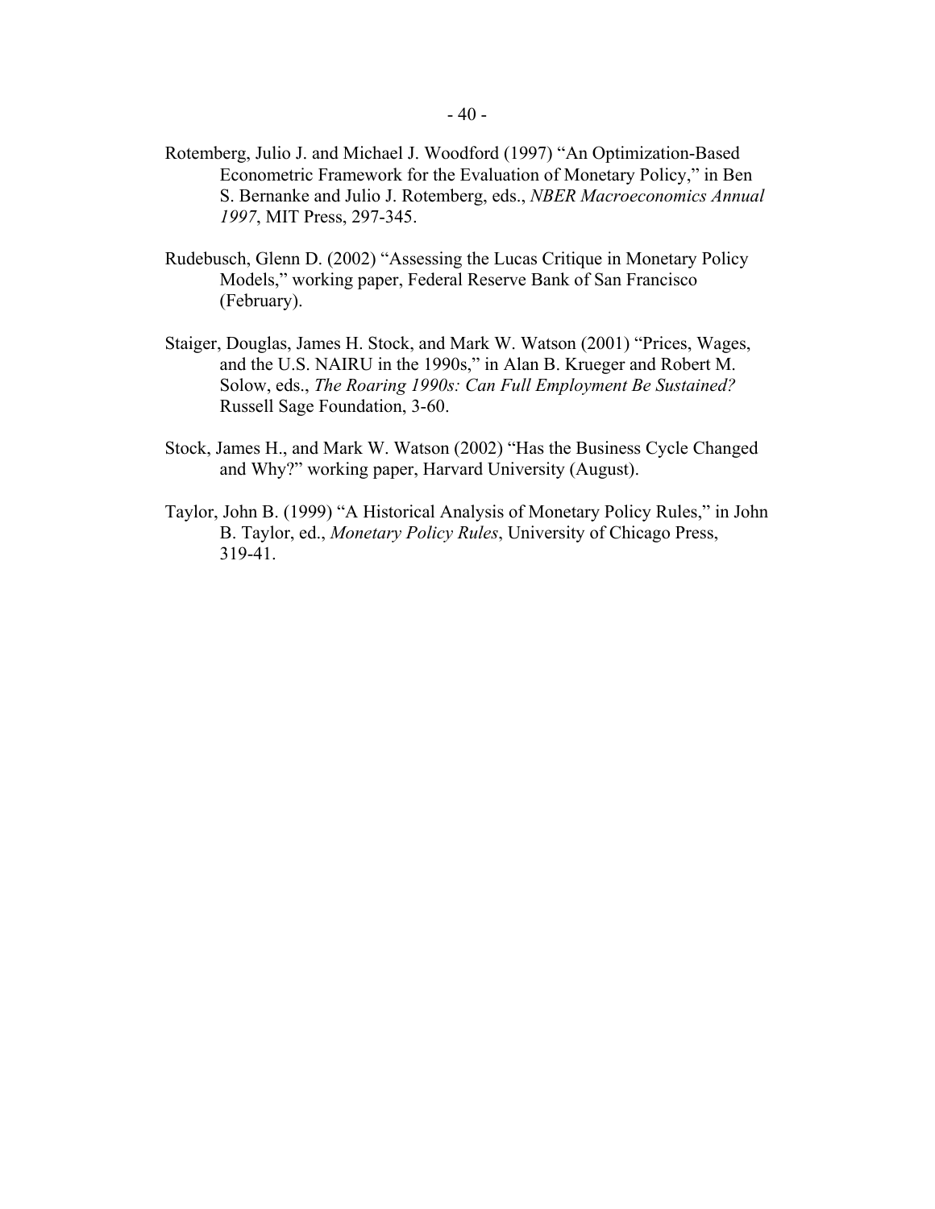Rotemberg, Julio J. and Michael J. Woodford (1997) "An Optimization-Based Econometric Framework for the Evaluation of Monetary Policy," in Ben S. Bernanke and Julio J. Rotemberg, eds., *NBER Macroeconomics Annual 1997*, MIT Press, 297-345.

Rudebusch, Glenn D. (2002) "Assessing the Lucas Critique in Monetary Policy Models," working paper, Federal Reserve Bank of San Francisco (February).

Staiger, Douglas, James H. Stock, and Mark W. Watson (2001) "Prices, Wages, and the U.S. NAIRU in the 1990s," in Alan B. Krueger and Robert M. Solow, eds., *The Roaring 1990s: Can Full Employment Be Sustained?* Russell Sage Foundation, 3-60.

Stock, James H., and Mark W. Watson (2002) "Has the Business Cycle Changed and Why?" working paper, Harvard University (August).

Taylor, John B. (1999) "A Historical Analysis of Monetary Policy Rules," in John B. Taylor, ed., *Monetary Policy Rules*, University of Chicago Press, 319-41.